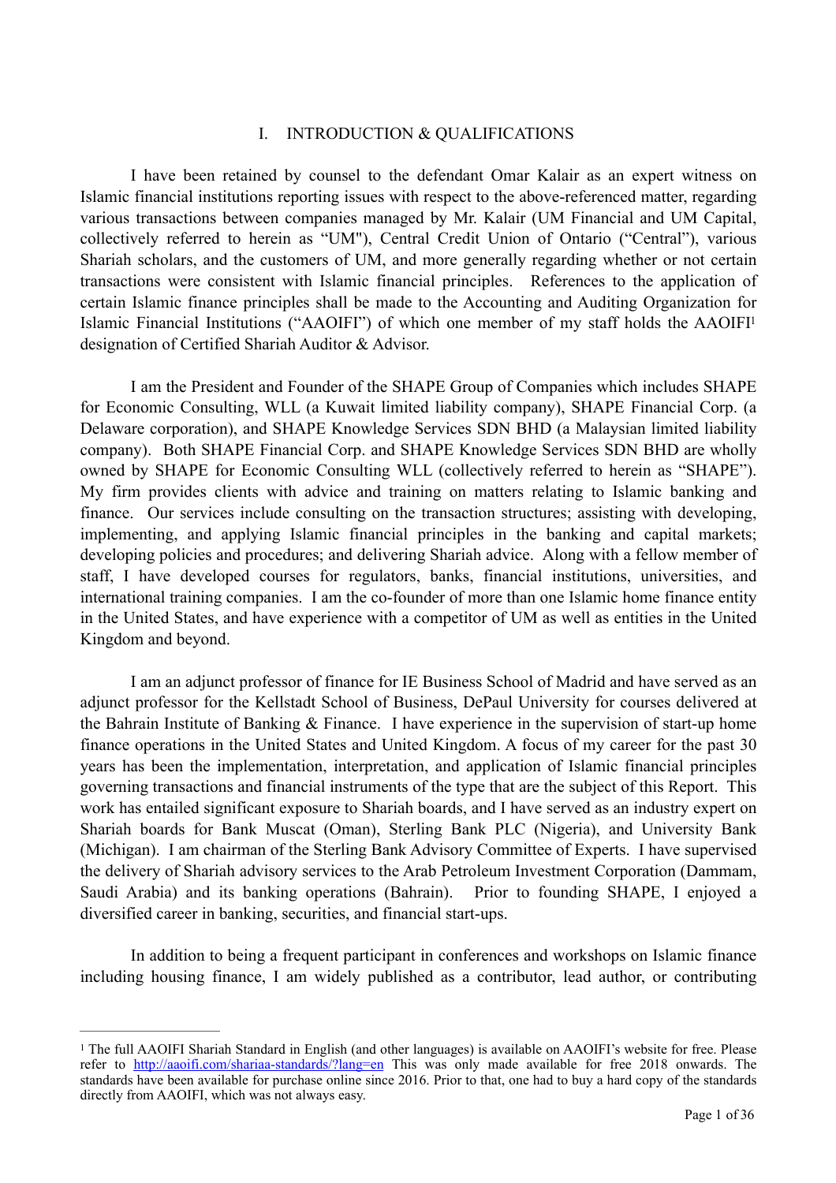## I. INTRODUCTION & QUALIFICATIONS

I have been retained by counsel to the defendant Omar Kalair as an expert witness on Islamic financial institutions reporting issues with respect to the above-referenced matter, regarding various transactions between companies managed by Mr. Kalair (UM Financial and UM Capital, collectively referred to herein as "UM"), Central Credit Union of Ontario ("Central"), various Shariah scholars, and the customers of UM, and more generally regarding whether or not certain transactions were consistent with Islamic financial principles. References to the application of certain Islamic finance principles shall be made to the Accounting and Auditing Organization for Islamic Financial Institutions ("AAOIFI") of which one member of my staff holds the AAOIFI[1] designation of Certified Shariah Auditor & Advisor.

I am the President and Founder of the SHAPE Group of Companies which includes SHAPE for Economic Consulting, WLL (a Kuwait limited liability company), SHAPE Financial Corp. (a Delaware corporation), and SHAPE Knowledge Services SDN BHD (a Malaysian limited liability company). Both SHAPE Financial Corp. and SHAPE Knowledge Services SDN BHD are wholly owned by SHAPE for Economic Consulting WLL (collectively referred to herein as "SHAPE"). My firm provides clients with advice and training on matters relating to Islamic banking and finance. Our services include consulting on the transaction structures; assisting with developing, implementing, and applying Islamic financial principles in the banking and capital markets; developing policies and procedures; and delivering Shariah advice. Along with a fellow member of staff, I have developed courses for regulators, banks, financial institutions, universities, and international training companies. I am the co-founder of more than one Islamic home finance entity in the United States, and have experience with a competitor of UM as well as entities in the United Kingdom and beyond.

I am an adjunct professor of finance for IE Business School of Madrid and have served as an adjunct professor for the Kellstadt School of Business, DePaul University for courses delivered at the Bahrain Institute of Banking & Finance. I have experience in the supervision of start-up home finance operations in the United States and United Kingdom. A focus of my career for the past 30 years has been the implementation, interpretation, and application of Islamic financial principles governing transactions and financial instruments of the type that are the subject of this Report. This work has entailed significant exposure to Shariah boards, and I have served as an industry expert on Shariah boards for Bank Muscat (Oman), Sterling Bank PLC (Nigeria), and University Bank (Michigan). I am chairman of the Sterling Bank Advisory Committee of Experts. I have supervised the delivery of Shariah advisory services to the Arab Petroleum Investment Corporation (Dammam, Saudi Arabia) and its banking operations (Bahrain). Prior to founding SHAPE, I enjoyed a diversified career in banking, securities, and financial start-ups.

In addition to being a frequent participant in conferences and workshops on Islamic finance including housing finance, I am widely published as a contributor, lead author, or contributing

---

[1] The full AAOIFI Shariah Standard in English (and other languages) is available on AAOIFI's website for free. Please refer to http://aaoifi.com/shariaa-standards/?lang=en This was only made available for free 2018 onwards. The standards have been available for purchase online since 2016. Prior to that, one had to buy a hard copy of the standards directly from AAOIFI, which was not always easy.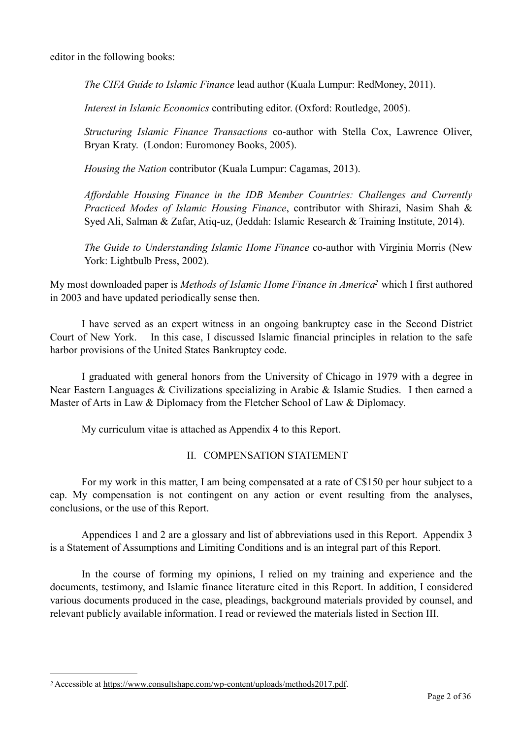editor in the following books:

> *The CIFA Guide to Islamic Finance* lead author (Kuala Lumpur: RedMoney, 2011).
>
> *Interest in Islamic Economics* contributing editor. (Oxford: Routledge, 2005).
>
> *Structuring Islamic Finance Transactions* co-author with Stella Cox, Lawrence Oliver, Bryan Kraty. (London: Euromoney Books, 2005).
>
> *Housing the Nation* contributor (Kuala Lumpur: Cagamas, 2013).
>
> *Affordable Housing Finance in the IDB Member Countries: Challenges and Currently Practiced Modes of Islamic Housing Finance*, contributor with Shirazi, Nasim Shah & Syed Ali, Salman & Zafar, Atiq-uz, (Jeddah: Islamic Research & Training Institute, 2014).
>
> *The Guide to Understanding Islamic Home Finance* co-author with Virginia Morris (New York: Lightbulb Press, 2002).

My most downloaded paper is *Methods of Islamic Home Finance in America*[2] which I first authored in 2003 and have updated periodically sense then.

I have served as an expert witness in an ongoing bankruptcy case in the Second District Court of New York. In this case, I discussed Islamic financial principles in relation to the safe harbor provisions of the United States Bankruptcy code.

I graduated with general honors from the University of Chicago in 1979 with a degree in Near Eastern Languages & Civilizations specializing in Arabic & Islamic Studies. I then earned a Master of Arts in Law & Diplomacy from the Fletcher School of Law & Diplomacy.

My curriculum vitae is attached as Appendix 4 to this Report.

## II. COMPENSATION STATEMENT

For my work in this matter, I am being compensated at a rate of C$150 per hour subject to a cap. My compensation is not contingent on any action or event resulting from the analyses, conclusions, or the use of this Report.

Appendices 1 and 2 are a glossary and list of abbreviations used in this Report. Appendix 3 is a Statement of Assumptions and Limiting Conditions and is an integral part of this Report.

In the course of forming my opinions, I relied on my training and experience and the documents, testimony, and Islamic finance literature cited in this Report. In addition, I considered various documents produced in the case, pleadings, background materials provided by counsel, and relevant publicly available information. I read or reviewed the materials listed in Section III.

---

[2] Accessible at https://www.consultshape.com/wp-content/uploads/methods2017.pdf.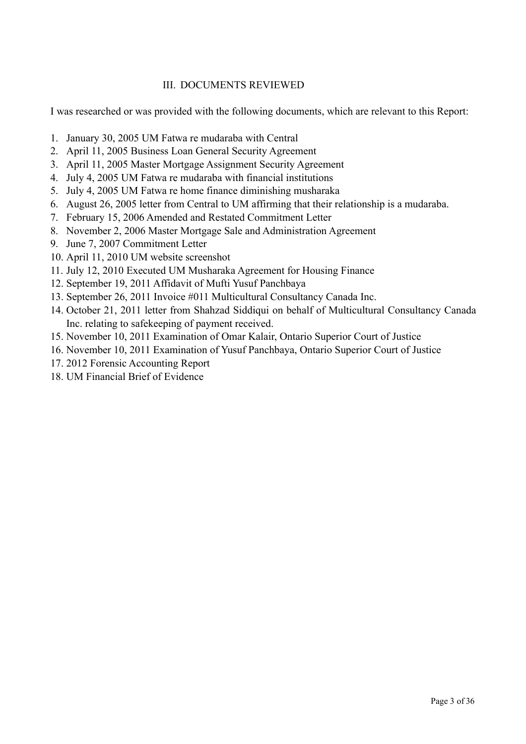## III. DOCUMENTS REVIEWED

I was researched or was provided with the following documents, which are relevant to this Report:

1. January 30, 2005 UM Fatwa re mudaraba with Central
2. April 11, 2005 Business Loan General Security Agreement
3. April 11, 2005 Master Mortgage Assignment Security Agreement
4. July 4, 2005 UM Fatwa re mudaraba with financial institutions
5. July 4, 2005 UM Fatwa re home finance diminishing musharaka
6. August 26, 2005 letter from Central to UM affirming that their relationship is a mudaraba.
7. February 15, 2006 Amended and Restated Commitment Letter
8. November 2, 2006 Master Mortgage Sale and Administration Agreement
9. June 7, 2007 Commitment Letter
10. April 11, 2010 UM website screenshot
11. July 12, 2010 Executed UM Musharaka Agreement for Housing Finance
12. September 19, 2011 Affidavit of Mufti Yusuf Panchbaya
13. September 26, 2011 Invoice #011 Multicultural Consultancy Canada Inc.
14. October 21, 2011 letter from Shahzad Siddiqui on behalf of Multicultural Consultancy Canada Inc. relating to safekeeping of payment received.
15. November 10, 2011 Examination of Omar Kalair, Ontario Superior Court of Justice
16. November 10, 2011 Examination of Yusuf Panchbaya, Ontario Superior Court of Justice
17. 2012 Forensic Accounting Report
18. UM Financial Brief of Evidence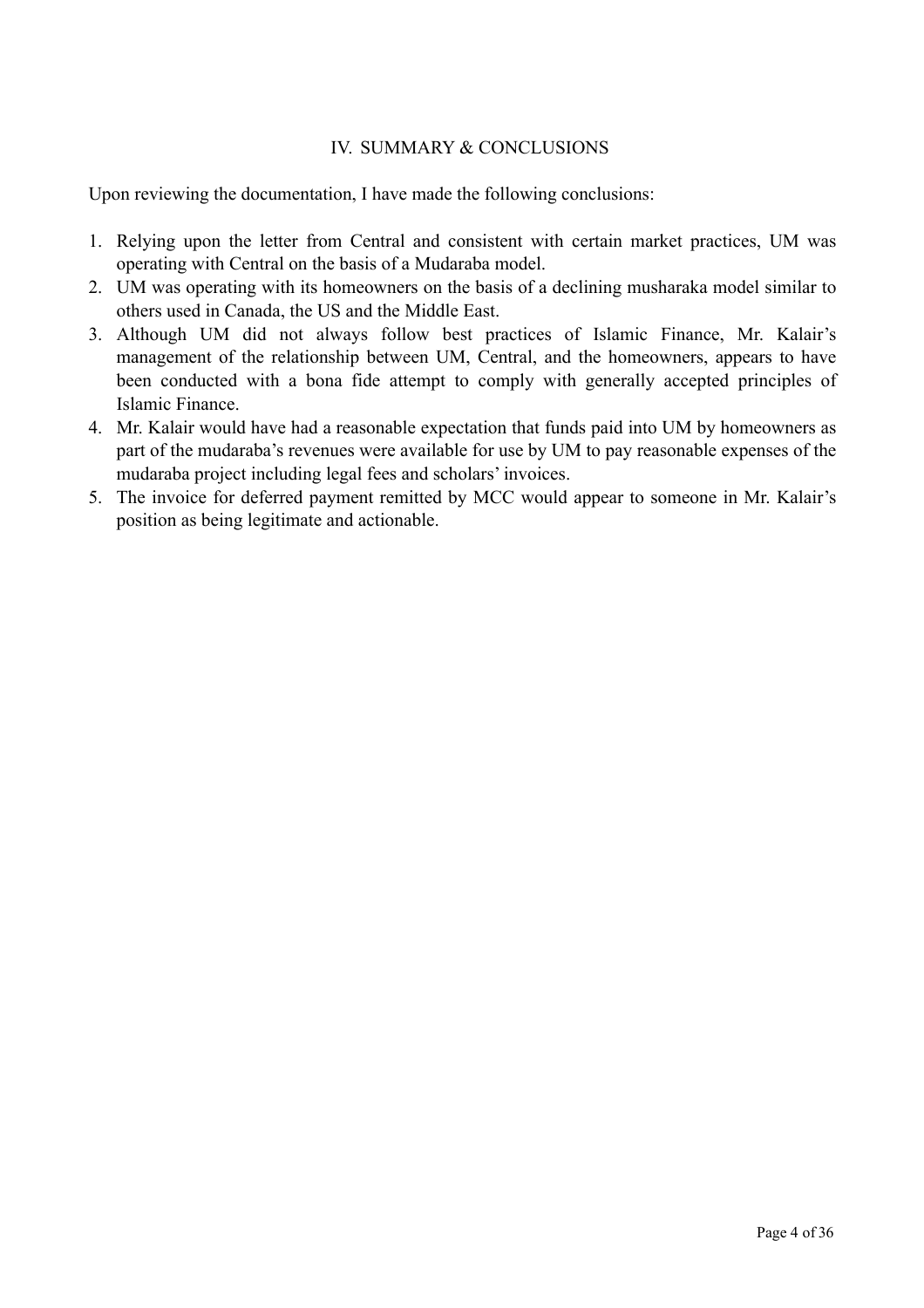## IV. SUMMARY & CONCLUSIONS

Upon reviewing the documentation, I have made the following conclusions:

1. Relying upon the letter from Central and consistent with certain market practices, UM was operating with Central on the basis of a Mudaraba model.
2. UM was operating with its homeowners on the basis of a declining musharaka model similar to others used in Canada, the US and the Middle East.
3. Although UM did not always follow best practices of Islamic Finance, Mr. Kalair's management of the relationship between UM, Central, and the homeowners, appears to have been conducted with a bona fide attempt to comply with generally accepted principles of Islamic Finance.
4. Mr. Kalair would have had a reasonable expectation that funds paid into UM by homeowners as part of the mudaraba's revenues were available for use by UM to pay reasonable expenses of the mudaraba project including legal fees and scholars' invoices.
5. The invoice for deferred payment remitted by MCC would appear to someone in Mr. Kalair's position as being legitimate and actionable.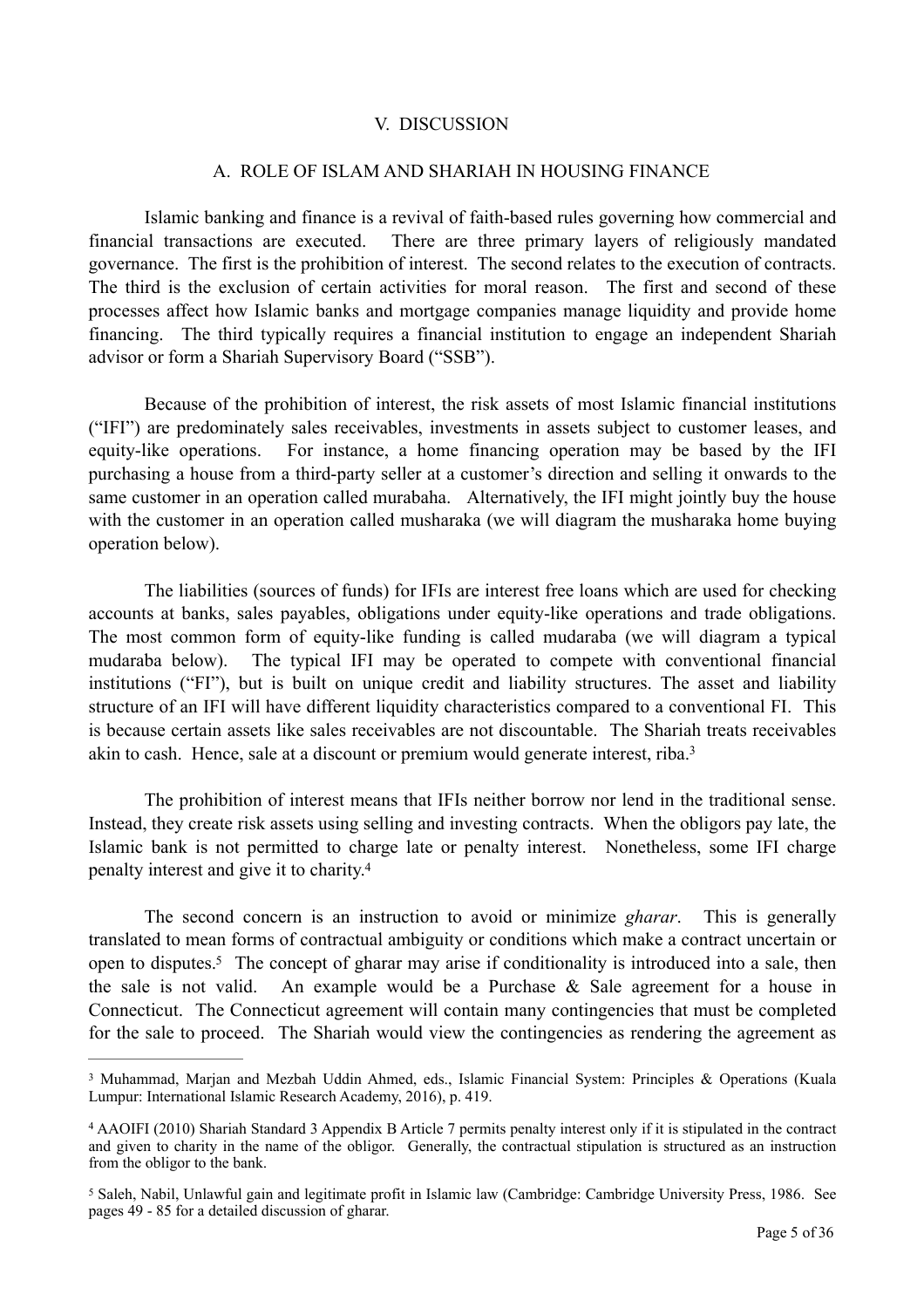## V. DISCUSSION

### A. ROLE OF ISLAM AND SHARIAH IN HOUSING FINANCE

Islamic banking and finance is a revival of faith-based rules governing how commercial and financial transactions are executed. There are three primary layers of religiously mandated governance. The first is the prohibition of interest. The second relates to the execution of contracts. The third is the exclusion of certain activities for moral reason. The first and second of these processes affect how Islamic banks and mortgage companies manage liquidity and provide home financing. The third typically requires a financial institution to engage an independent Shariah advisor or form a Shariah Supervisory Board ("SSB").

Because of the prohibition of interest, the risk assets of most Islamic financial institutions ("IFI") are predominately sales receivables, investments in assets subject to customer leases, and equity-like operations. For instance, a home financing operation may be based by the IFI purchasing a house from a third-party seller at a customer's direction and selling it onwards to the same customer in an operation called murabaha. Alternatively, the IFI might jointly buy the house with the customer in an operation called musharaka (we will diagram the musharaka home buying operation below).

The liabilities (sources of funds) for IFIs are interest free loans which are used for checking accounts at banks, sales payables, obligations under equity-like operations and trade obligations. The most common form of equity-like funding is called mudaraba (we will diagram a typical mudaraba below). The typical IFI may be operated to compete with conventional financial institutions ("FI"), but is built on unique credit and liability structures. The asset and liability structure of an IFI will have different liquidity characteristics compared to a conventional FI. This is because certain assets like sales receivables are not discountable. The Shariah treats receivables akin to cash. Hence, sale at a discount or premium would generate interest, riba.[3]

The prohibition of interest means that IFIs neither borrow nor lend in the traditional sense. Instead, they create risk assets using selling and investing contracts. When the obligors pay late, the Islamic bank is not permitted to charge late or penalty interest. Nonetheless, some IFI charge penalty interest and give it to charity.[4]

The second concern is an instruction to avoid or minimize *gharar*. This is generally translated to mean forms of contractual ambiguity or conditions which make a contract uncertain or open to disputes.[5] The concept of gharar may arise if conditionality is introduced into a sale, then the sale is not valid. An example would be a Purchase & Sale agreement for a house in Connecticut. The Connecticut agreement will contain many contingencies that must be completed for the sale to proceed. The Shariah would view the contingencies as rendering the agreement as

---

[3] Muhammad, Marjan and Mezbah Uddin Ahmed, eds., Islamic Financial System: Principles & Operations (Kuala Lumpur: International Islamic Research Academy, 2016), p. 419.

[4] AAOIFI (2010) Shariah Standard 3 Appendix B Article 7 permits penalty interest only if it is stipulated in the contract and given to charity in the name of the obligor. Generally, the contractual stipulation is structured as an instruction from the obligor to the bank.

[5] Saleh, Nabil, Unlawful gain and legitimate profit in Islamic law (Cambridge: Cambridge University Press, 1986. See pages 49 - 85 for a detailed discussion of gharar.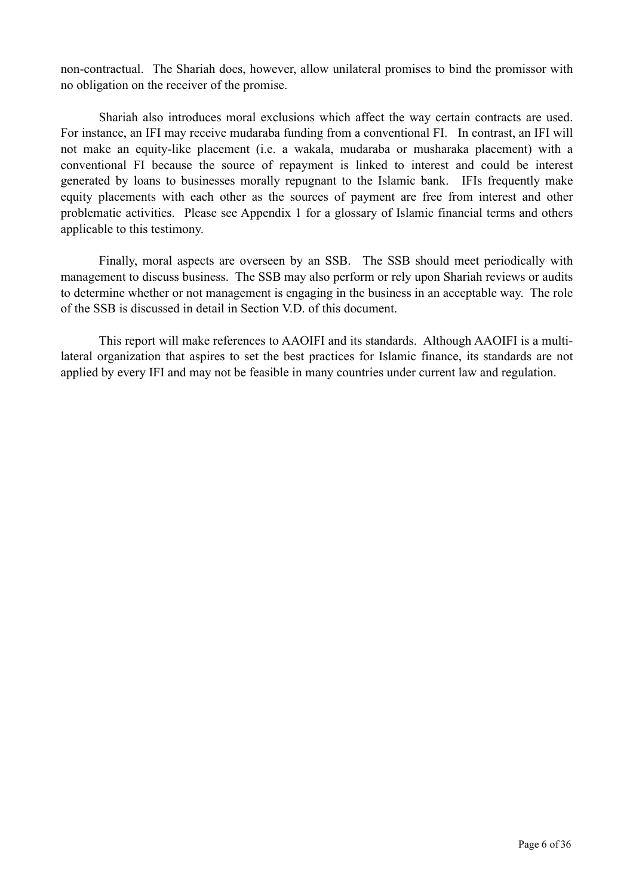non-contractual. The Shariah does, however, allow unilateral promises to bind the promissor with no obligation on the receiver of the promise.

Shariah also introduces moral exclusions which affect the way certain contracts are used. For instance, an IFI may receive mudaraba funding from a conventional FI. In contrast, an IFI will not make an equity-like placement (i.e. a wakala, mudaraba or musharaka placement) with a conventional FI because the source of repayment is linked to interest and could be interest generated by loans to businesses morally repugnant to the Islamic bank. IFIs frequently make equity placements with each other as the sources of payment are free from interest and other problematic activities. Please see Appendix 1 for a glossary of Islamic financial terms and others applicable to this testimony.

Finally, moral aspects are overseen by an SSB. The SSB should meet periodically with management to discuss business. The SSB may also perform or rely upon Shariah reviews or audits to determine whether or not management is engaging in the business in an acceptable way. The role of the SSB is discussed in detail in Section V.D. of this document.

This report will make references to AAOIFI and its standards. Although AAOIFI is a multi-lateral organization that aspires to set the best practices for Islamic finance, its standards are not applied by every IFI and may not be feasible in many countries under current law and regulation.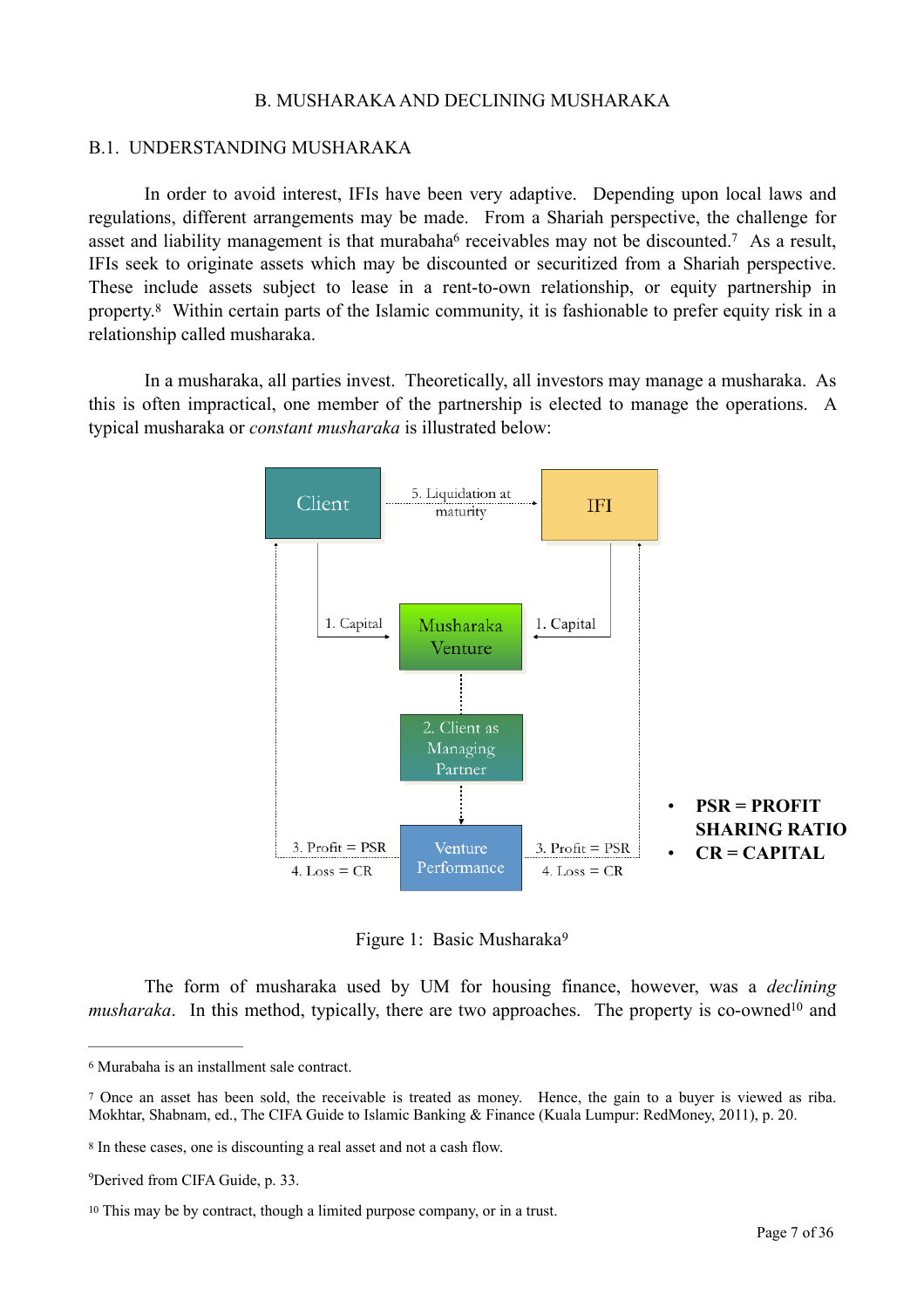## B. MUSHARAKA AND DECLINING MUSHARAKA

### B.1. UNDERSTANDING MUSHARAKA

In order to avoid interest, IFIs have been very adaptive. Depending upon local laws and regulations, different arrangements may be made. From a Shariah perspective, the challenge for asset and liability management is that murabaha[6] receivables may not be discounted.[7] As a result, IFIs seek to originate assets which may be discounted or securitized from a Shariah perspective. These include assets subject to lease in a rent-to-own relationship, or equity partnership in property.[8] Within certain parts of the Islamic community, it is fashionable to prefer equity risk in a relationship called musharaka.

In a musharaka, all parties invest. Theoretically, all investors may manage a musharaka. As this is often impractical, one member of the partnership is elected to manage the operations. A typical musharaka or *constant musharaka* is illustrated below:

Client — 5. Liquidation at maturity — IFI

1. Capital → Musharaka Venture ← 1. Capital

2. Client as Managing Partner

Venture Performance

3. Profit = PSR / 4. Loss = CR (to Client)

3. Profit = PSR / 4. Loss = CR (to IFI)

- **PSR = PROFIT SHARING RATIO**
- **CR = CAPITAL**

Figure 1: Basic Musharaka[9]

The form of musharaka used by UM for housing finance, however, was a *declining musharaka*. In this method, typically, there are two approaches. The property is co-owned[10] and

---

[6] Murabaha is an installment sale contract.

[7] Once an asset has been sold, the receivable is treated as money. Hence, the gain to a buyer is viewed as riba. Mokhtar, Shabnam, ed., The CIFA Guide to Islamic Banking & Finance (Kuala Lumpur: RedMoney, 2011), p. 20.

[8] In these cases, one is discounting a real asset and not a cash flow.

[9] Derived from CIFA Guide, p. 33.

[10] This may be by contract, though a limited purpose company, or in a trust.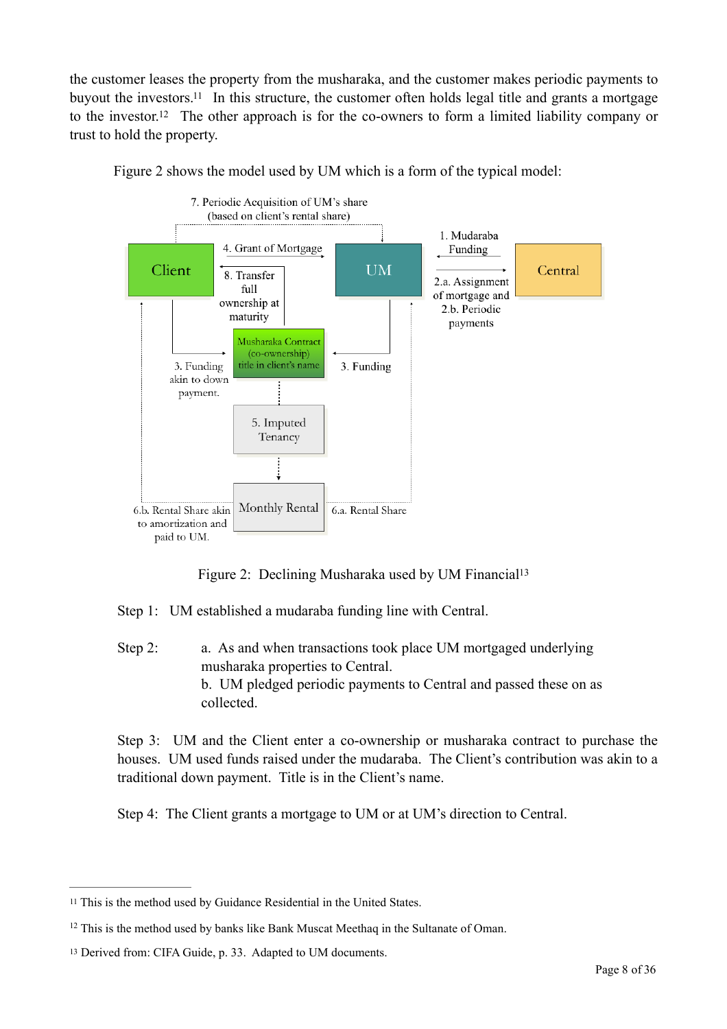the customer leases the property from the musharaka, and the customer makes periodic payments to buyout the investors.[11] In this structure, the customer often holds legal title and grants a mortgage to the investor.[12] The other approach is for the co-owners to form a limited liability company or trust to hold the property.

Figure 2 shows the model used by UM which is a form of the typical model:

Figure 2: Declining Musharaka used by UM Financial[13]

Step 1: UM established a mudaraba funding line with Central.

Step 2: a. As and when transactions took place UM mortgaged underlying musharaka properties to Central.
b. UM pledged periodic payments to Central and passed these on as collected.

Step 3: UM and the Client enter a co-ownership or musharaka contract to purchase the houses. UM used funds raised under the mudaraba. The Client's contribution was akin to a traditional down payment. Title is in the Client's name.

Step 4: The Client grants a mortgage to UM or at UM's direction to Central.

---

[11] This is the method used by Guidance Residential in the United States.

[12] This is the method used by banks like Bank Muscat Meethaq in the Sultanate of Oman.

[13] Derived from: CIFA Guide, p. 33. Adapted to UM documents.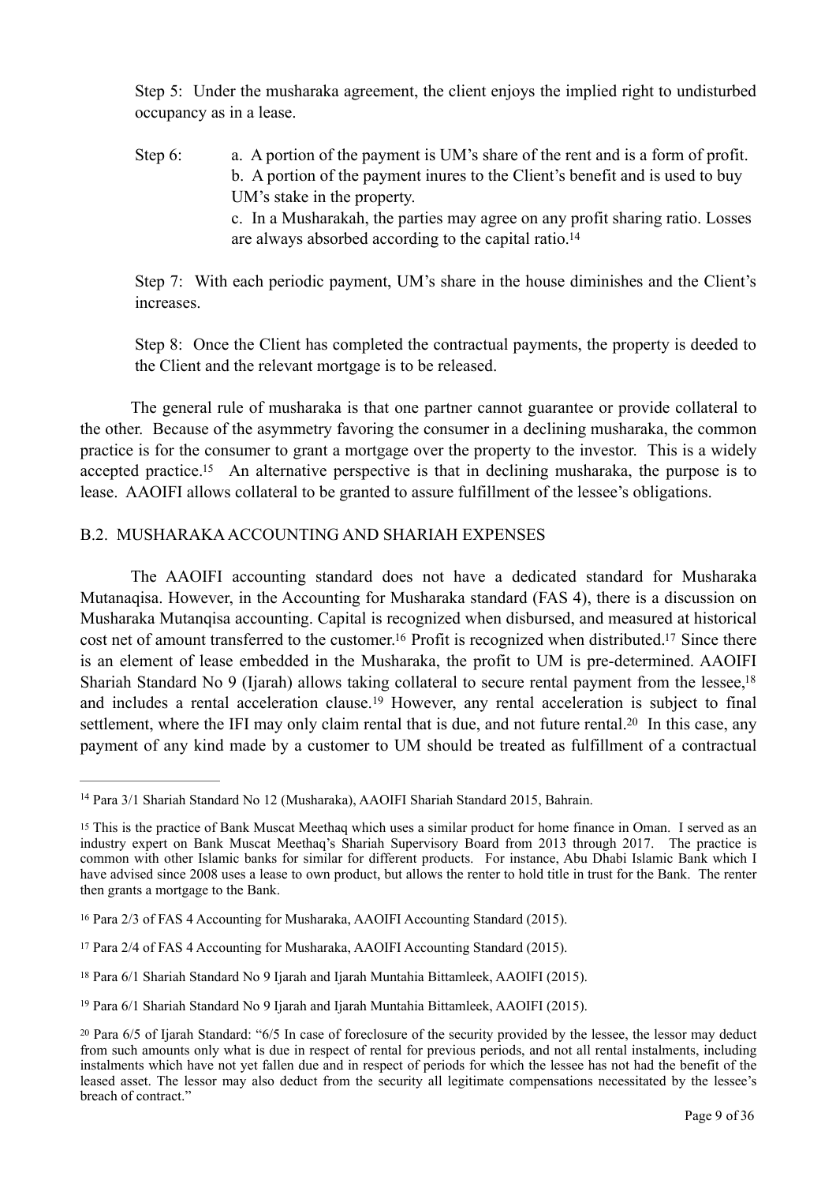Step 5: Under the musharaka agreement, the client enjoys the implied right to undisturbed occupancy as in a lease.

Step 6:
a. A portion of the payment is UM's share of the rent and is a form of profit.
b. A portion of the payment inures to the Client's benefit and is used to buy UM's stake in the property.
c. In a Musharakah, the parties may agree on any profit sharing ratio. Losses are always absorbed according to the capital ratio.[14]

Step 7: With each periodic payment, UM's share in the house diminishes and the Client's increases.

Step 8: Once the Client has completed the contractual payments, the property is deeded to the Client and the relevant mortgage is to be released.

The general rule of musharaka is that one partner cannot guarantee or provide collateral to the other. Because of the asymmetry favoring the consumer in a declining musharaka, the common practice is for the consumer to grant a mortgage over the property to the investor. This is a widely accepted practice.[15] An alternative perspective is that in declining musharaka, the purpose is to lease. AAOIFI allows collateral to be granted to assure fulfillment of the lessee's obligations.

## B.2. MUSHARAKA ACCOUNTING AND SHARIAH EXPENSES

The AAOIFI accounting standard does not have a dedicated standard for Musharaka Mutanaqisa. However, in the Accounting for Musharaka standard (FAS 4), there is a discussion on Musharaka Mutanqisa accounting. Capital is recognized when disbursed, and measured at historical cost net of amount transferred to the customer.[16] Profit is recognized when distributed.[17] Since there is an element of lease embedded in the Musharaka, the profit to UM is pre-determined. AAOIFI Shariah Standard No 9 (Ijarah) allows taking collateral to secure rental payment from the lessee,[18] and includes a rental acceleration clause.[19] However, any rental acceleration is subject to final settlement, where the IFI may only claim rental that is due, and not future rental.[20] In this case, any payment of any kind made by a customer to UM should be treated as fulfillment of a contractual

---

[14] Para 3/1 Shariah Standard No 12 (Musharaka), AAOIFI Shariah Standard 2015, Bahrain.

[15] This is the practice of Bank Muscat Meethaq which uses a similar product for home finance in Oman. I served as an industry expert on Bank Muscat Meethaq's Shariah Supervisory Board from 2013 through 2017. The practice is common with other Islamic banks for similar for different products. For instance, Abu Dhabi Islamic Bank which I have advised since 2008 uses a lease to own product, but allows the renter to hold title in trust for the Bank. The renter then grants a mortgage to the Bank.

[16] Para 2/3 of FAS 4 Accounting for Musharaka, AAOIFI Accounting Standard (2015).

[17] Para 2/4 of FAS 4 Accounting for Musharaka, AAOIFI Accounting Standard (2015).

[18] Para 6/1 Shariah Standard No 9 Ijarah and Ijarah Muntahia Bittamleek, AAOIFI (2015).

[19] Para 6/1 Shariah Standard No 9 Ijarah and Ijarah Muntahia Bittamleek, AAOIFI (2015).

[20] Para 6/5 of Ijarah Standard: "6/5 In case of foreclosure of the security provided by the lessee, the lessor may deduct from such amounts only what is due in respect of rental for previous periods, and not all rental instalments, including instalments which have not yet fallen due and in respect of periods for which the lessee has not had the benefit of the leased asset. The lessor may also deduct from the security all legitimate compensations necessitated by the lessee's breach of contract."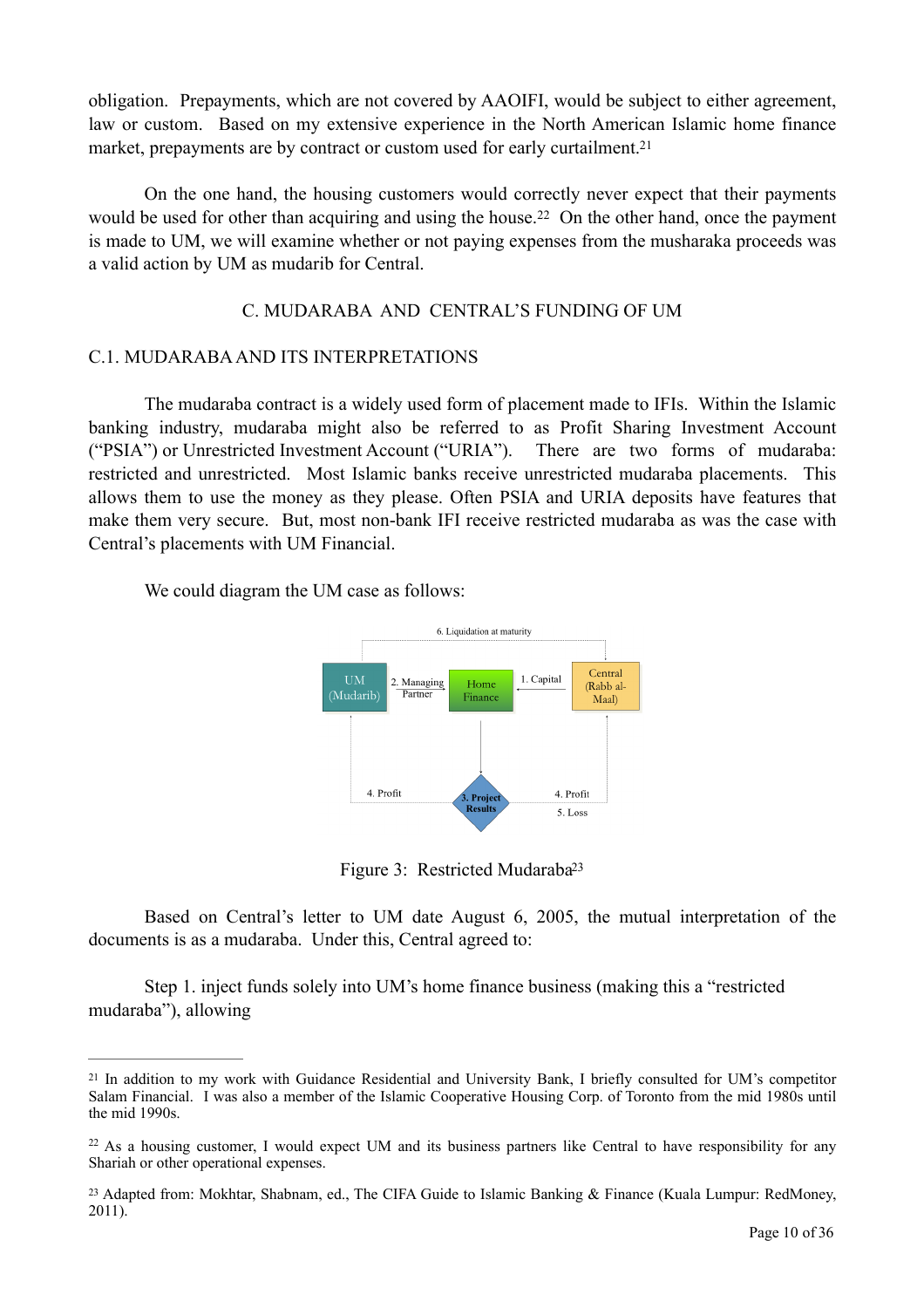obligation. Prepayments, which are not covered by AAOIFI, would be subject to either agreement, law or custom. Based on my extensive experience in the North American Islamic home finance market, prepayments are by contract or custom used for early curtailment.[21]

On the one hand, the housing customers would correctly never expect that their payments would be used for other than acquiring and using the house.[22] On the other hand, once the payment is made to UM, we will examine whether or not paying expenses from the musharaka proceeds was a valid action by UM as mudarib for Central.

## C. MUDARABA AND CENTRAL'S FUNDING OF UM

### C.1. MUDARABA AND ITS INTERPRETATIONS

The mudaraba contract is a widely used form of placement made to IFIs. Within the Islamic banking industry, mudaraba might also be referred to as Profit Sharing Investment Account ("PSIA") or Unrestricted Investment Account ("URIA"). There are two forms of mudaraba: restricted and unrestricted. Most Islamic banks receive unrestricted mudaraba placements. This allows them to use the money as they please. Often PSIA and URIA deposits have features that make them very secure. But, most non-bank IFI receive restricted mudaraba as was the case with Central's placements with UM Financial.

We could diagram the UM case as follows:

6. Liquidation at maturity

UM (Mudarib) — 2. Managing Partner — Home Finance — 1. Capital — Central (Rabb al-Maal)

3. Project Results

4. Profit — 4. Profit — 5. Loss

Figure 3: Restricted Mudaraba[23]

Based on Central's letter to UM date August 6, 2005, the mutual interpretation of the documents is as a mudaraba. Under this, Central agreed to:

Step 1. inject funds solely into UM's home finance business (making this a "restricted mudaraba"), allowing

---

[21] In addition to my work with Guidance Residential and University Bank, I briefly consulted for UM's competitor Salam Financial. I was also a member of the Islamic Cooperative Housing Corp. of Toronto from the mid 1980s until the mid 1990s.

[22] As a housing customer, I would expect UM and its business partners like Central to have responsibility for any Shariah or other operational expenses.

[23] Adapted from: Mokhtar, Shabnam, ed., The CIFA Guide to Islamic Banking & Finance (Kuala Lumpur: RedMoney, 2011).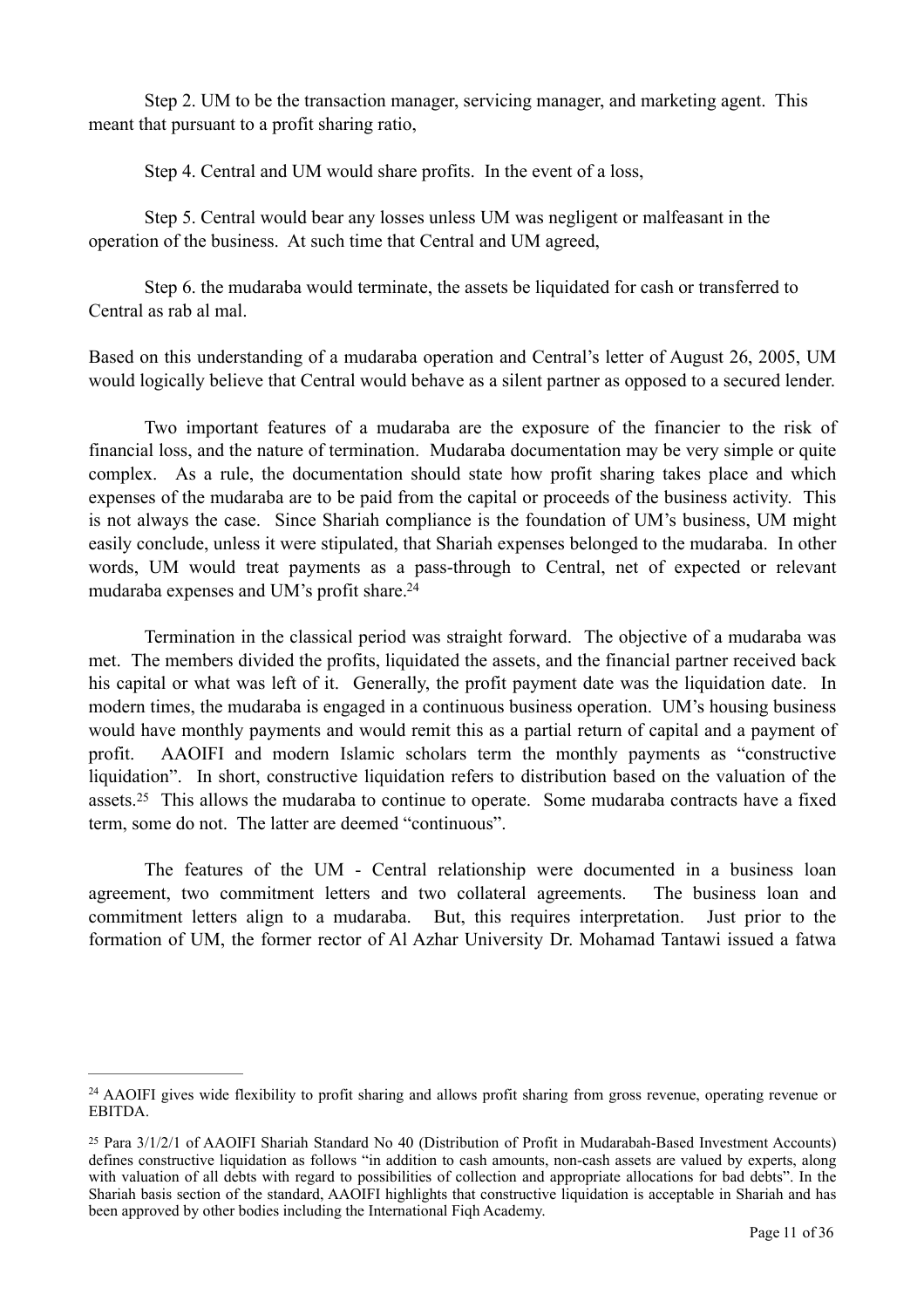Step 2. UM to be the transaction manager, servicing manager, and marketing agent. This meant that pursuant to a profit sharing ratio,

Step 4. Central and UM would share profits. In the event of a loss,

Step 5. Central would bear any losses unless UM was negligent or malfeasant in the operation of the business. At such time that Central and UM agreed,

Step 6. the mudaraba would terminate, the assets be liquidated for cash or transferred to Central as rab al mal.

Based on this understanding of a mudaraba operation and Central's letter of August 26, 2005, UM would logically believe that Central would behave as a silent partner as opposed to a secured lender.

Two important features of a mudaraba are the exposure of the financier to the risk of financial loss, and the nature of termination. Mudaraba documentation may be very simple or quite complex. As a rule, the documentation should state how profit sharing takes place and which expenses of the mudaraba are to be paid from the capital or proceeds of the business activity. This is not always the case. Since Shariah compliance is the foundation of UM's business, UM might easily conclude, unless it were stipulated, that Shariah expenses belonged to the mudaraba. In other words, UM would treat payments as a pass-through to Central, net of expected or relevant mudaraba expenses and UM's profit share.[24]

Termination in the classical period was straight forward. The objective of a mudaraba was met. The members divided the profits, liquidated the assets, and the financial partner received back his capital or what was left of it. Generally, the profit payment date was the liquidation date. In modern times, the mudaraba is engaged in a continuous business operation. UM's housing business would have monthly payments and would remit this as a partial return of capital and a payment of profit. AAOIFI and modern Islamic scholars term the monthly payments as "constructive liquidation". In short, constructive liquidation refers to distribution based on the valuation of the assets.[25] This allows the mudaraba to continue to operate. Some mudaraba contracts have a fixed term, some do not. The latter are deemed "continuous".

The features of the UM - Central relationship were documented in a business loan agreement, two commitment letters and two collateral agreements. The business loan and commitment letters align to a mudaraba. But, this requires interpretation. Just prior to the formation of UM, the former rector of Al Azhar University Dr. Mohamad Tantawi issued a fatwa

---

[24] AAOIFI gives wide flexibility to profit sharing and allows profit sharing from gross revenue, operating revenue or EBITDA.

[25] Para 3/1/2/1 of AAOIFI Shariah Standard No 40 (Distribution of Profit in Mudarabah-Based Investment Accounts) defines constructive liquidation as follows "in addition to cash amounts, non-cash assets are valued by experts, along with valuation of all debts with regard to possibilities of collection and appropriate allocations for bad debts". In the Shariah basis section of the standard, AAOIFI highlights that constructive liquidation is acceptable in Shariah and has been approved by other bodies including the International Fiqh Academy.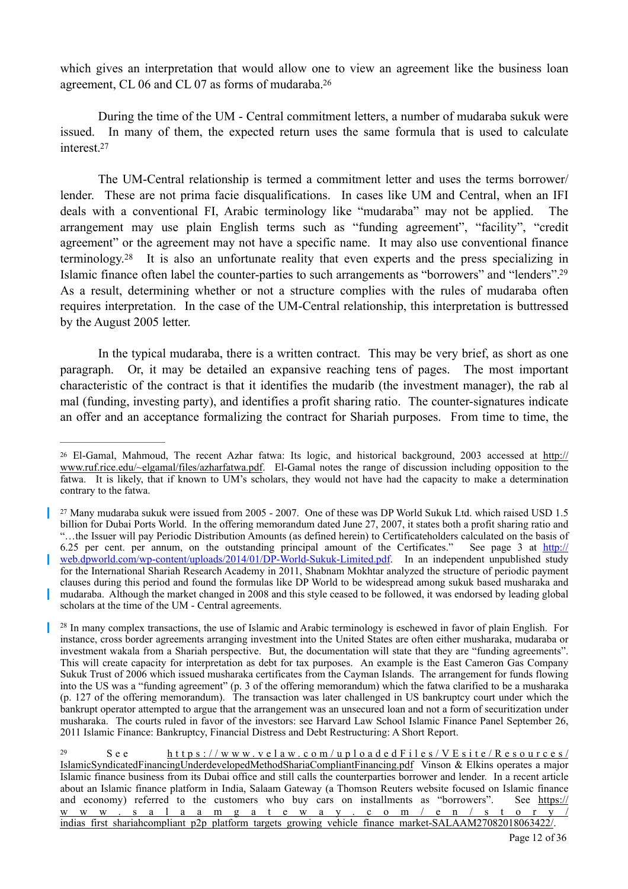which gives an interpretation that would allow one to view an agreement like the business loan agreement, CL 06 and CL 07 as forms of mudaraba.[26]

During the time of the UM - Central commitment letters, a number of mudaraba sukuk were issued. In many of them, the expected return uses the same formula that is used to calculate interest.[27]

The UM-Central relationship is termed a commitment letter and uses the terms borrower/lender. These are not prima facie disqualifications. In cases like UM and Central, when an IFI deals with a conventional FI, Arabic terminology like "mudaraba" may not be applied. The arrangement may use plain English terms such as "funding agreement", "facility", "credit agreement" or the agreement may not have a specific name. It may also use conventional finance terminology.[28] It is also an unfortunate reality that even experts and the press specializing in Islamic finance often label the counter-parties to such arrangements as "borrowers" and "lenders".[29] As a result, determining whether or not a structure complies with the rules of mudaraba often requires interpretation. In the case of the UM-Central relationship, this interpretation is buttressed by the August 2005 letter.

In the typical mudaraba, there is a written contract. This may be very brief, as short as one paragraph. Or, it may be detailed an expansive reaching tens of pages. The most important characteristic of the contract is that it identifies the mudarib (the investment manager), the rab al mal (funding, investing party), and identifies a profit sharing ratio. The counter-signatures indicate an offer and an acceptance formalizing the contract for Shariah purposes. From time to time, the

---

[26] El-Gamal, Mahmoud, The recent Azhar fatwa: Its logic, and historical background, 2003 accessed at http://www.ruf.rice.edu/~elgamal/files/azharfatwa.pdf. El-Gamal notes the range of discussion including opposition to the fatwa. It is likely, that if known to UM's scholars, they would not have had the capacity to make a determination contrary to the fatwa.

[27] Many mudaraba sukuk were issued from 2005 - 2007. One of these was DP World Sukuk Ltd. which raised USD 1.5 billion for Dubai Ports World. In the offering memorandum dated June 27, 2007, it states both a profit sharing ratio and "…the Issuer will pay Periodic Distribution Amounts (as defined herein) to Certificateholders calculated on the basis of 6.25 per cent. per annum, on the outstanding principal amount of the Certificates." See page 3 at http://web.dpworld.com/wp-content/uploads/2014/01/DP-World-Sukuk-Limited.pdf. In an independent unpublished study for the International Shariah Research Academy in 2011, Shabnam Mokhtar analyzed the structure of periodic payment clauses during this period and found the formulas like DP World to be widespread among sukuk based musharaka and mudaraba. Although the market changed in 2008 and this style ceased to be followed, it was endorsed by leading global scholars at the time of the UM - Central agreements.

[28] In many complex transactions, the use of Islamic and Arabic terminology is eschewed in favor of plain English. For instance, cross border agreements arranging investment into the United States are often either musharaka, mudaraba or investment wakala from a Shariah perspective. But, the documentation will state that they are "funding agreements". This will create capacity for interpretation as debt for tax purposes. An example is the East Cameron Gas Company Sukuk Trust of 2006 which issued musharaka certificates from the Cayman Islands. The arrangement for funds flowing into the US was a "funding agreement" (p. 3 of the offering memorandum) which the fatwa clarified to be a musharaka (p. 127 of the offering memorandum). The transaction was later challenged in US bankruptcy court under which the bankrupt operator attempted to argue that the arrangement was an unsecured loan and not a form of securitization under musharaka. The courts ruled in favor of the investors: see Harvard Law School Islamic Finance Panel September 26, 2011 Islamic Finance: Bankruptcy, Financial Distress and Debt Restructuring: A Short Report.

[29] See https://www.velaw.com/uploadedFiles/VEsite/Resources/IslamicSyndicatedFinancingUnderdevelopedMethodShariaCompliantFinancing.pdf Vinson & Elkins operates a major Islamic finance business from its Dubai office and still calls the counterparties borrower and lender. In a recent article about an Islamic finance platform in India, Salaam Gateway (a Thomson Reuters website focused on Islamic finance and economy) referred to the customers who buy cars on installments as "borrowers". See https://www.salaamgateway.com/en/story/indias_first_shariahcompliant_p2p_platform_targets_growing_vehicle_finance_market-SALAAM27082018063422/.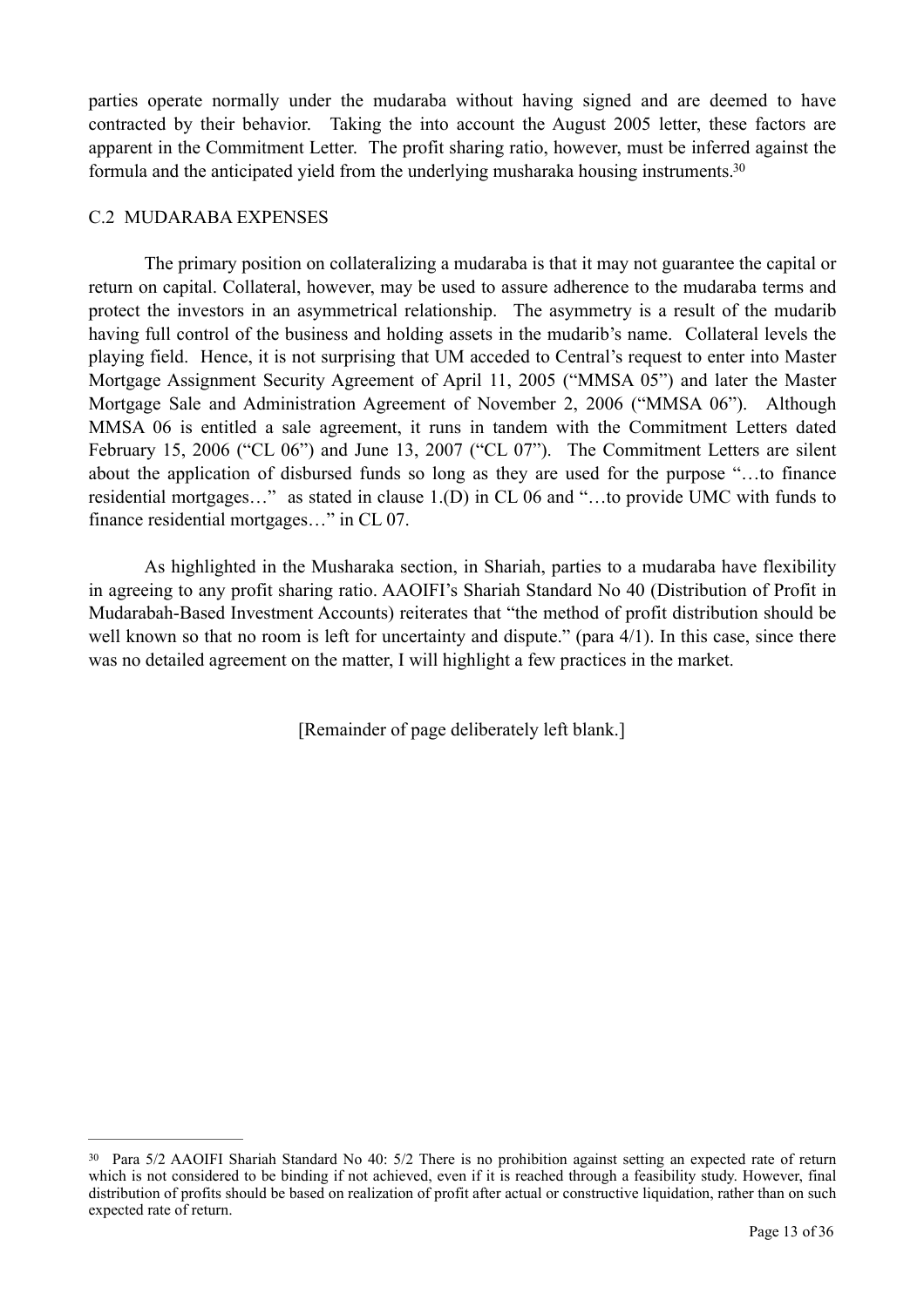parties operate normally under the mudaraba without having signed and are deemed to have contracted by their behavior. Taking the into account the August 2005 letter, these factors are apparent in the Commitment Letter. The profit sharing ratio, however, must be inferred against the formula and the anticipated yield from the underlying musharaka housing instruments.[30]

## C.2 MUDARABA EXPENSES

The primary position on collateralizing a mudaraba is that it may not guarantee the capital or return on capital. Collateral, however, may be used to assure adherence to the mudaraba terms and protect the investors in an asymmetrical relationship. The asymmetry is a result of the mudarib having full control of the business and holding assets in the mudarib's name. Collateral levels the playing field. Hence, it is not surprising that UM acceded to Central's request to enter into Master Mortgage Assignment Security Agreement of April 11, 2005 ("MMSA 05") and later the Master Mortgage Sale and Administration Agreement of November 2, 2006 ("MMSA 06"). Although MMSA 06 is entitled a sale agreement, it runs in tandem with the Commitment Letters dated February 15, 2006 ("CL 06") and June 13, 2007 ("CL 07"). The Commitment Letters are silent about the application of disbursed funds so long as they are used for the purpose "…to finance residential mortgages…" as stated in clause 1.(D) in CL 06 and "…to provide UMC with funds to finance residential mortgages…" in CL 07.

As highlighted in the Musharaka section, in Shariah, parties to a mudaraba have flexibility in agreeing to any profit sharing ratio. AAOIFI's Shariah Standard No 40 (Distribution of Profit in Mudarabah-Based Investment Accounts) reiterates that "the method of profit distribution should be well known so that no room is left for uncertainty and dispute." (para 4/1). In this case, since there was no detailed agreement on the matter, I will highlight a few practices in the market.

[Remainder of page deliberately left blank.]

---

[30] Para 5/2 AAOIFI Shariah Standard No 40: 5/2 There is no prohibition against setting an expected rate of return which is not considered to be binding if not achieved, even if it is reached through a feasibility study. However, final distribution of profits should be based on realization of profit after actual or constructive liquidation, rather than on such expected rate of return.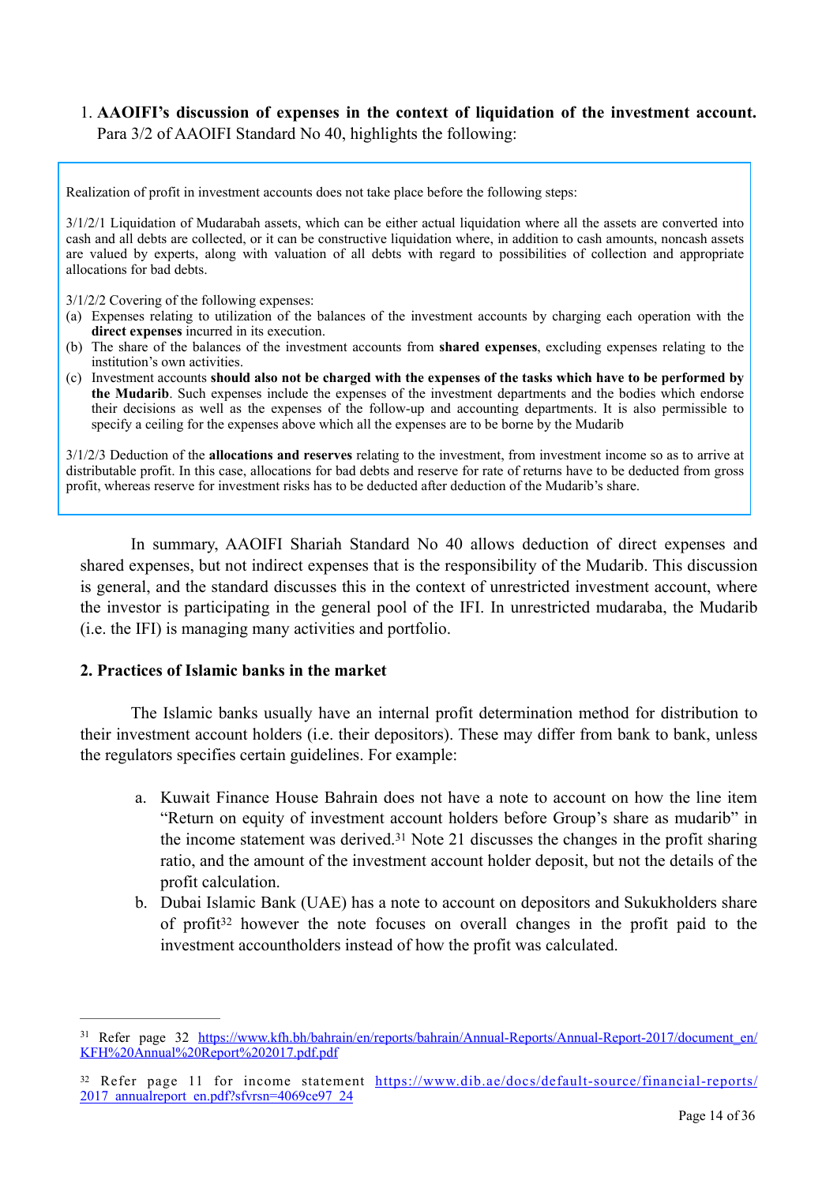1. **AAOIFI's discussion of expenses in the context of liquidation of the investment account.** Para 3/2 of AAOIFI Standard No 40, highlights the following:

> Realization of profit in investment accounts does not take place before the following steps:
>
> 3/1/2/1 Liquidation of Mudarabah assets, which can be either actual liquidation where all the assets are converted into cash and all debts are collected, or it can be constructive liquidation where, in addition to cash amounts, noncash assets are valued by experts, along with valuation of all debts with regard to possibilities of collection and appropriate allocations for bad debts.
>
> 3/1/2/2 Covering of the following expenses:
>
> (a) Expenses relating to utilization of the balances of the investment accounts by charging each operation with the **direct expenses** incurred in its execution.
>
> (b) The share of the balances of the investment accounts from **shared expenses**, excluding expenses relating to the institution's own activities.
>
> (c) Investment accounts **should also not be charged with the expenses of the tasks which have to be performed by the Mudarib**. Such expenses include the expenses of the investment departments and the bodies which endorse their decisions as well as the expenses of the follow-up and accounting departments. It is also permissible to specify a ceiling for the expenses above which all the expenses are to be borne by the Mudarib
>
> 3/1/2/3 Deduction of the **allocations and reserves** relating to the investment, from investment income so as to arrive at distributable profit. In this case, allocations for bad debts and reserve for rate of returns have to be deducted from gross profit, whereas reserve for investment risks has to be deducted after deduction of the Mudarib's share.

In summary, AAOIFI Shariah Standard No 40 allows deduction of direct expenses and shared expenses, but not indirect expenses that is the responsibility of the Mudarib. This discussion is general, and the standard discusses this in the context of unrestricted investment account, where the investor is participating in the general pool of the IFI. In unrestricted mudaraba, the Mudarib (i.e. the IFI) is managing many activities and portfolio.

**2. Practices of Islamic banks in the market**

The Islamic banks usually have an internal profit determination method for distribution to their investment account holders (i.e. their depositors). These may differ from bank to bank, unless the regulators specifies certain guidelines. For example:

a. Kuwait Finance House Bahrain does not have a note to account on how the line item "Return on equity of investment account holders before Group's share as mudarib" in the income statement was derived.[31] Note 21 discusses the changes in the profit sharing ratio, and the amount of the investment account holder deposit, but not the details of the profit calculation.

b. Dubai Islamic Bank (UAE) has a note to account on depositors and Sukukholders share of profit[32] however the note focuses on overall changes in the profit paid to the investment accountholders instead of how the profit was calculated.

---

[31] Refer page 32 https://www.kfh.bh/bahrain/en/reports/bahrain/Annual-Reports/Annual-Report-2017/document_en/KFH%20Annual%20Report%202017.pdf.pdf

[32] Refer page 11 for income statement https://www.dib.ae/docs/default-source/financial-reports/2017_annualreport_en.pdf?sfvrsn=4069ce97_24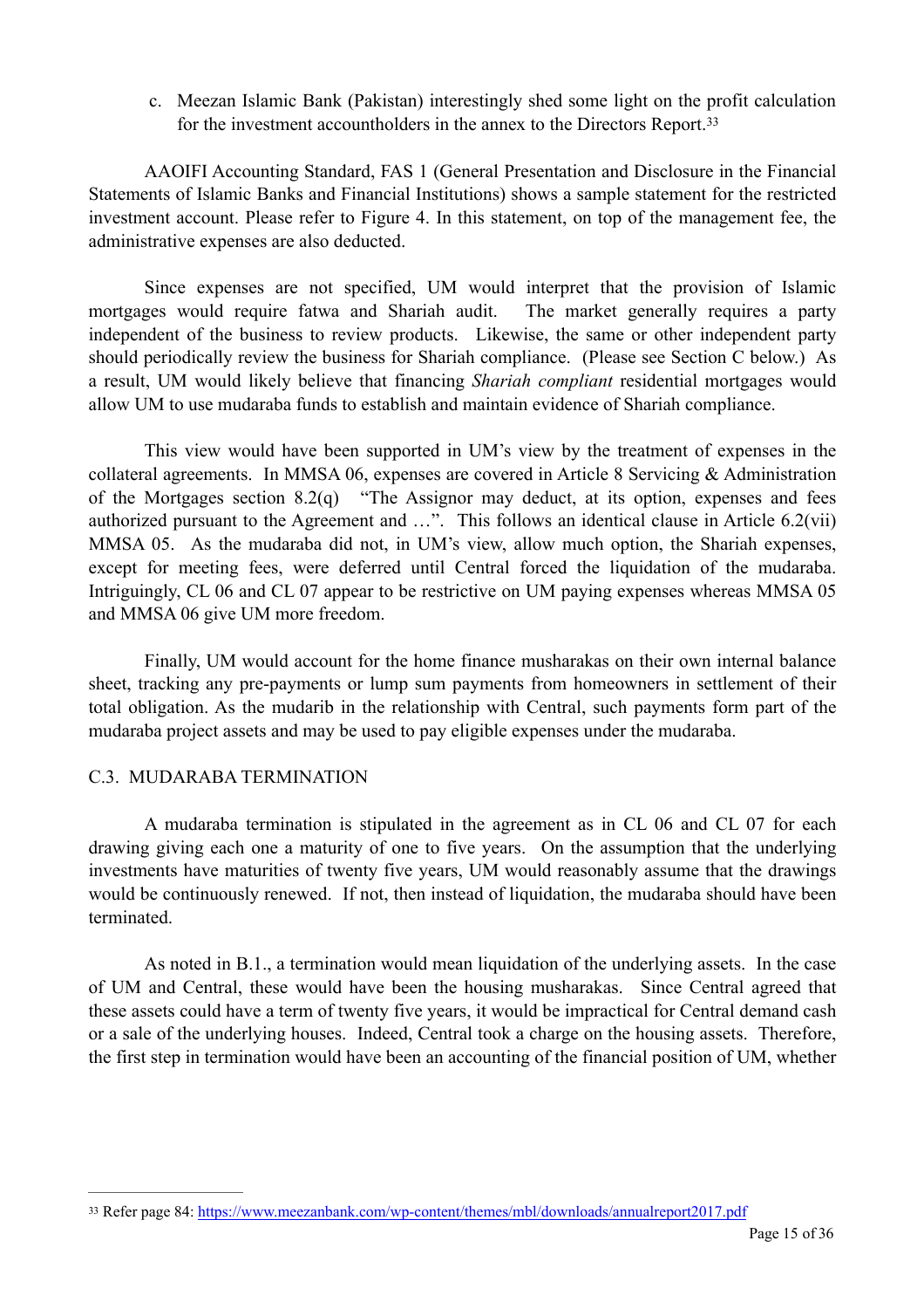c. Meezan Islamic Bank (Pakistan) interestingly shed some light on the profit calculation for the investment accountholders in the annex to the Directors Report.[33]

AAOIFI Accounting Standard, FAS 1 (General Presentation and Disclosure in the Financial Statements of Islamic Banks and Financial Institutions) shows a sample statement for the restricted investment account. Please refer to Figure 4. In this statement, on top of the management fee, the administrative expenses are also deducted.

Since expenses are not specified, UM would interpret that the provision of Islamic mortgages would require fatwa and Shariah audit. The market generally requires a party independent of the business to review products. Likewise, the same or other independent party should periodically review the business for Shariah compliance. (Please see Section C below.) As a result, UM would likely believe that financing *Shariah compliant* residential mortgages would allow UM to use mudaraba funds to establish and maintain evidence of Shariah compliance.

This view would have been supported in UM's view by the treatment of expenses in the collateral agreements. In MMSA 06, expenses are covered in Article 8 Servicing & Administration of the Mortgages section 8.2(q) "The Assignor may deduct, at its option, expenses and fees authorized pursuant to the Agreement and …". This follows an identical clause in Article 6.2(vii) MMSA 05. As the mudaraba did not, in UM's view, allow much option, the Shariah expenses, except for meeting fees, were deferred until Central forced the liquidation of the mudaraba. Intriguingly, CL 06 and CL 07 appear to be restrictive on UM paying expenses whereas MMSA 05 and MMSA 06 give UM more freedom.

Finally, UM would account for the home finance musharakas on their own internal balance sheet, tracking any pre-payments or lump sum payments from homeowners in settlement of their total obligation. As the mudarib in the relationship with Central, such payments form part of the mudaraba project assets and may be used to pay eligible expenses under the mudaraba.

## C.3. MUDARABA TERMINATION

A mudaraba termination is stipulated in the agreement as in CL 06 and CL 07 for each drawing giving each one a maturity of one to five years. On the assumption that the underlying investments have maturities of twenty five years, UM would reasonably assume that the drawings would be continuously renewed. If not, then instead of liquidation, the mudaraba should have been terminated.

As noted in B.1., a termination would mean liquidation of the underlying assets. In the case of UM and Central, these would have been the housing musharakas. Since Central agreed that these assets could have a term of twenty five years, it would be impractical for Central demand cash or a sale of the underlying houses. Indeed, Central took a charge on the housing assets. Therefore, the first step in termination would have been an accounting of the financial position of UM, whether

---

[33] Refer page 84: https://www.meezanbank.com/wp-content/themes/mbl/downloads/annualreport2017.pdf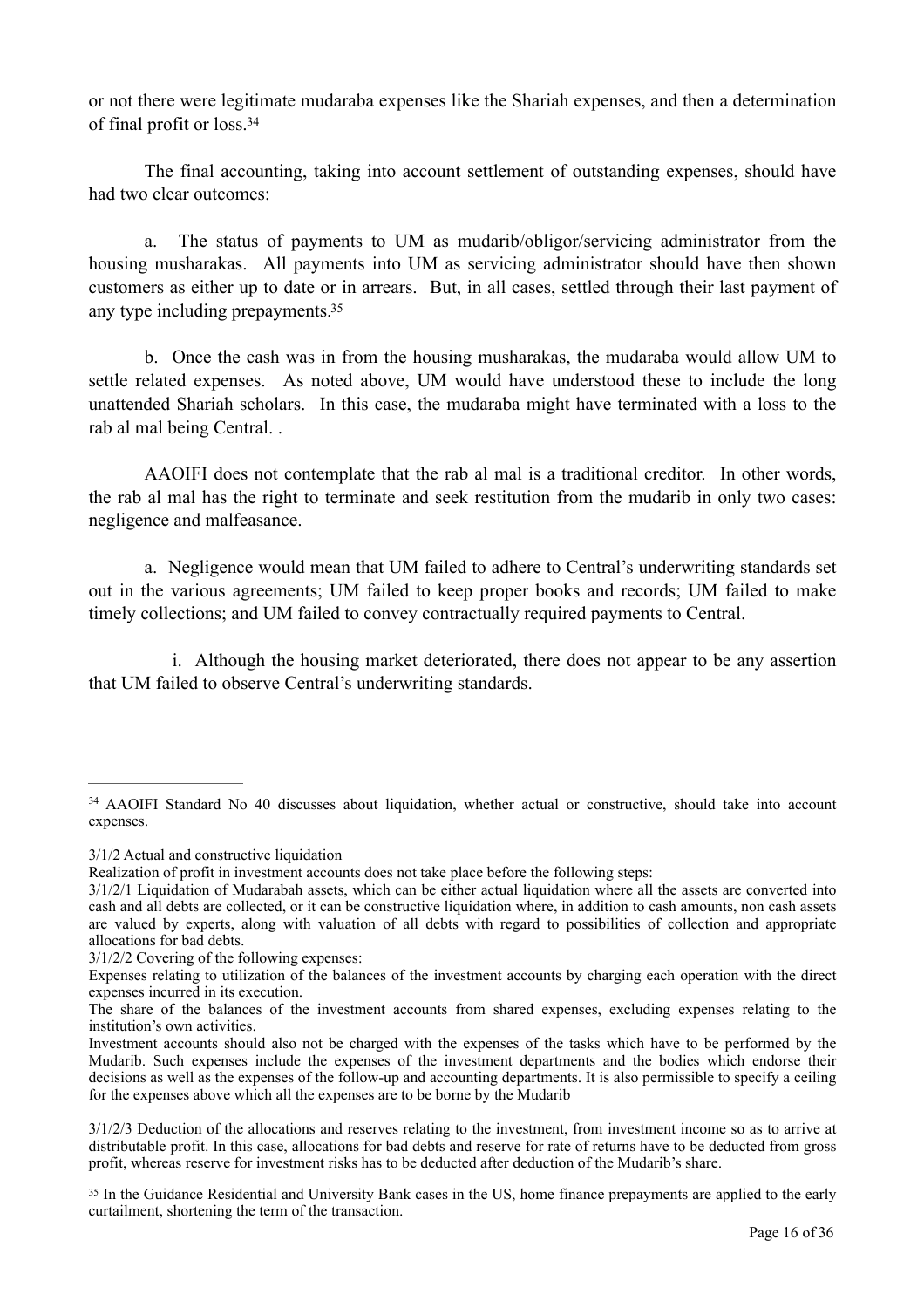or not there were legitimate mudaraba expenses like the Shariah expenses, and then a determination of final profit or loss.[34]

The final accounting, taking into account settlement of outstanding expenses, should have had two clear outcomes:

a. The status of payments to UM as mudarib/obligor/servicing administrator from the housing musharakas. All payments into UM as servicing administrator should have then shown customers as either up to date or in arrears. But, in all cases, settled through their last payment of any type including prepayments.[35]

b. Once the cash was in from the housing musharakas, the mudaraba would allow UM to settle related expenses. As noted above, UM would have understood these to include the long unattended Shariah scholars. In this case, the mudaraba might have terminated with a loss to the rab al mal being Central. .

AAOIFI does not contemplate that the rab al mal is a traditional creditor. In other words, the rab al mal has the right to terminate and seek restitution from the mudarib in only two cases: negligence and malfeasance.

a. Negligence would mean that UM failed to adhere to Central's underwriting standards set out in the various agreements; UM failed to keep proper books and records; UM failed to make timely collections; and UM failed to convey contractually required payments to Central.

i. Although the housing market deteriorated, there does not appear to be any assertion that UM failed to observe Central's underwriting standards.

---

[34] AAOIFI Standard No 40 discusses about liquidation, whether actual or constructive, should take into account expenses.

3/1/2 Actual and constructive liquidation

Realization of profit in investment accounts does not take place before the following steps:

3/1/2/1 Liquidation of Mudarabah assets, which can be either actual liquidation where all the assets are converted into cash and all debts are collected, or it can be constructive liquidation where, in addition to cash amounts, non cash assets are valued by experts, along with valuation of all debts with regard to possibilities of collection and appropriate allocations for bad debts.

3/1/2/2 Covering of the following expenses:

Expenses relating to utilization of the balances of the investment accounts by charging each operation with the direct expenses incurred in its execution.

The share of the balances of the investment accounts from shared expenses, excluding expenses relating to the institution's own activities.

Investment accounts should also not be charged with the expenses of the tasks which have to be performed by the Mudarib. Such expenses include the expenses of the investment departments and the bodies which endorse their decisions as well as the expenses of the follow-up and accounting departments. It is also permissible to specify a ceiling for the expenses above which all the expenses are to be borne by the Mudarib

3/1/2/3 Deduction of the allocations and reserves relating to the investment, from investment income so as to arrive at distributable profit. In this case, allocations for bad debts and reserve for rate of returns have to be deducted from gross profit, whereas reserve for investment risks has to be deducted after deduction of the Mudarib's share.

[35] In the Guidance Residential and University Bank cases in the US, home finance prepayments are applied to the early curtailment, shortening the term of the transaction.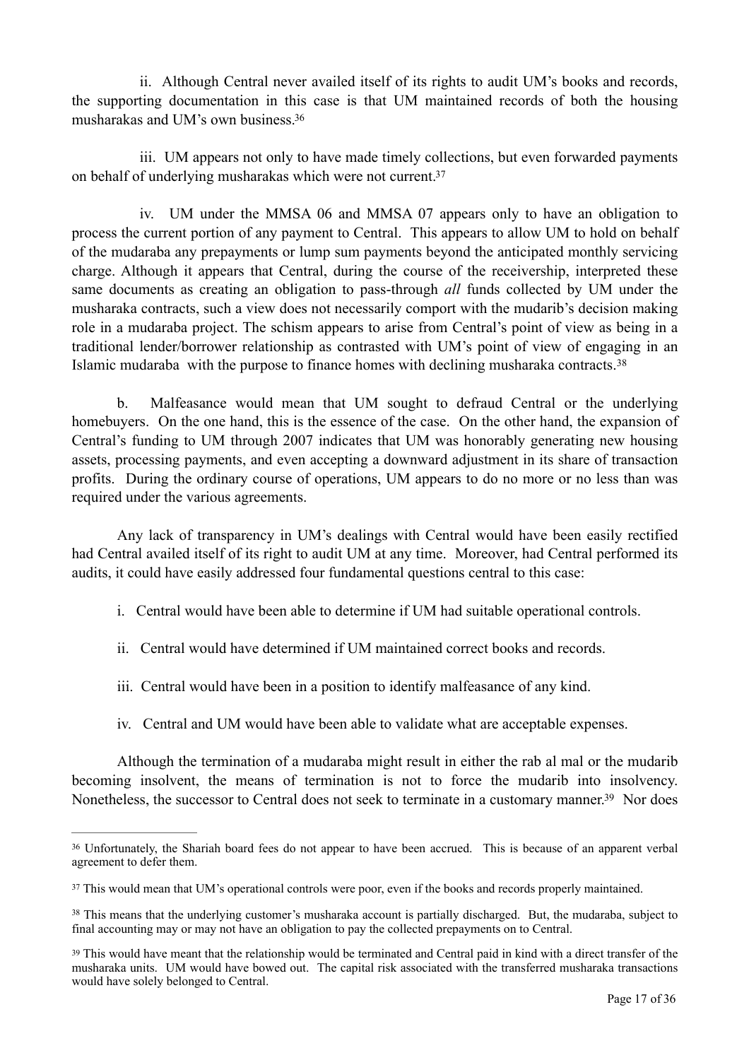ii. Although Central never availed itself of its rights to audit UM's books and records, the supporting documentation in this case is that UM maintained records of both the housing musharakas and UM's own business.[36]

iii. UM appears not only to have made timely collections, but even forwarded payments on behalf of underlying musharakas which were not current.[37]

iv. UM under the MMSA 06 and MMSA 07 appears only to have an obligation to process the current portion of any payment to Central. This appears to allow UM to hold on behalf of the mudaraba any prepayments or lump sum payments beyond the anticipated monthly servicing charge. Although it appears that Central, during the course of the receivership, interpreted these same documents as creating an obligation to pass-through *all* funds collected by UM under the musharaka contracts, such a view does not necessarily comport with the mudarib's decision making role in a mudaraba project. The schism appears to arise from Central's point of view as being in a traditional lender/borrower relationship as contrasted with UM's point of view of engaging in an Islamic mudaraba with the purpose to finance homes with declining musharaka contracts.[38]

b. Malfeasance would mean that UM sought to defraud Central or the underlying homebuyers. On the one hand, this is the essence of the case. On the other hand, the expansion of Central's funding to UM through 2007 indicates that UM was honorably generating new housing assets, processing payments, and even accepting a downward adjustment in its share of transaction profits. During the ordinary course of operations, UM appears to do no more or no less than was required under the various agreements.

Any lack of transparency in UM's dealings with Central would have been easily rectified had Central availed itself of its right to audit UM at any time. Moreover, had Central performed its audits, it could have easily addressed four fundamental questions central to this case:

i. Central would have been able to determine if UM had suitable operational controls.

ii. Central would have determined if UM maintained correct books and records.

iii. Central would have been in a position to identify malfeasance of any kind.

iv. Central and UM would have been able to validate what are acceptable expenses.

Although the termination of a mudaraba might result in either the rab al mal or the mudarib becoming insolvent, the means of termination is not to force the mudarib into insolvency. Nonetheless, the successor to Central does not seek to terminate in a customary manner.[39] Nor does

---

[36] Unfortunately, the Shariah board fees do not appear to have been accrued. This is because of an apparent verbal agreement to defer them.

[37] This would mean that UM's operational controls were poor, even if the books and records properly maintained.

[38] This means that the underlying customer's musharaka account is partially discharged. But, the mudaraba, subject to final accounting may or may not have an obligation to pay the collected prepayments on to Central.

[39] This would have meant that the relationship would be terminated and Central paid in kind with a direct transfer of the musharaka units. UM would have bowed out. The capital risk associated with the transferred musharaka transactions would have solely belonged to Central.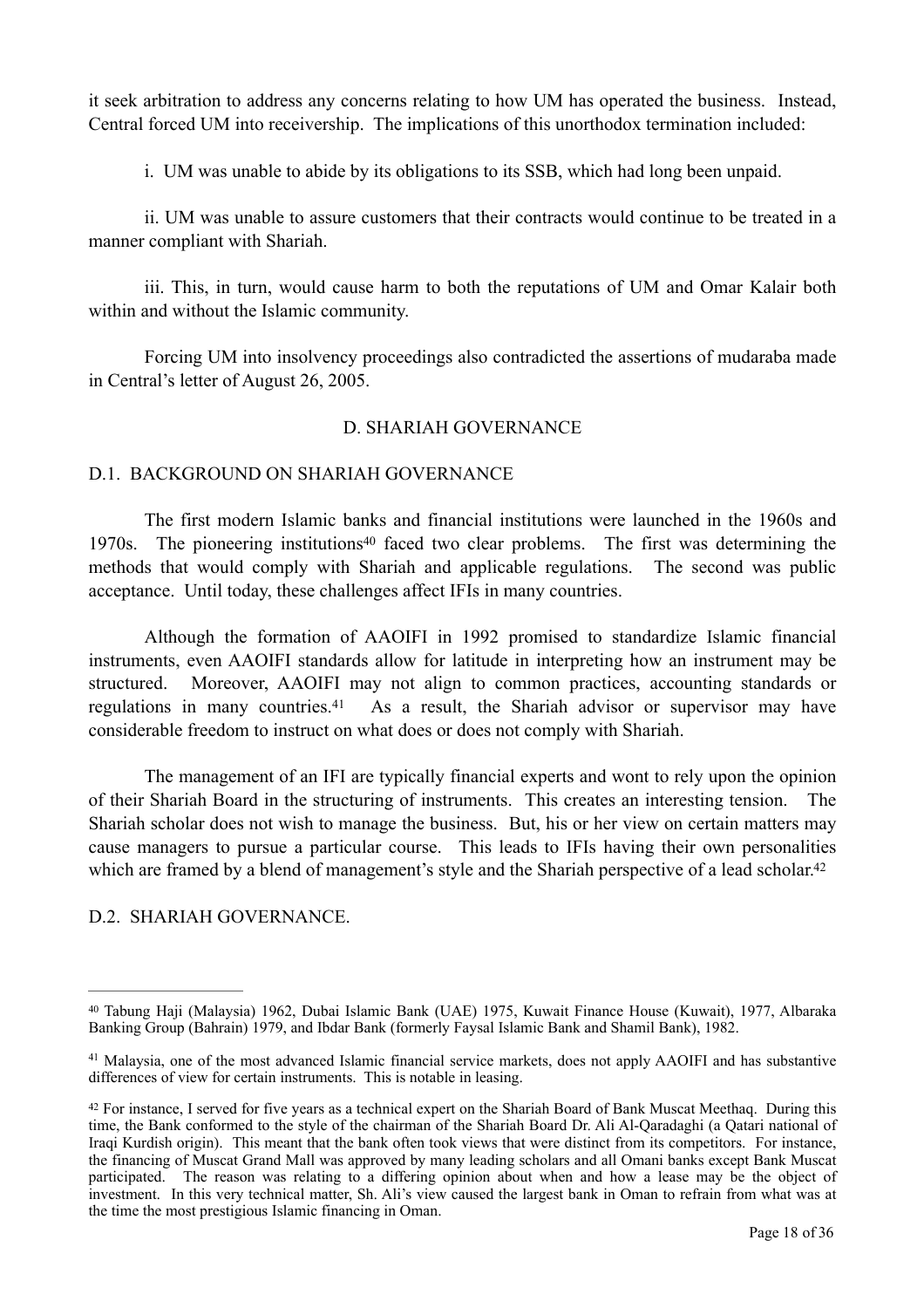it seek arbitration to address any concerns relating to how UM has operated the business. Instead, Central forced UM into receivership. The implications of this unorthodox termination included:

i. UM was unable to abide by its obligations to its SSB, which had long been unpaid.

ii. UM was unable to assure customers that their contracts would continue to be treated in a manner compliant with Shariah.

iii. This, in turn, would cause harm to both the reputations of UM and Omar Kalair both within and without the Islamic community.

Forcing UM into insolvency proceedings also contradicted the assertions of mudaraba made in Central's letter of August 26, 2005.

## D. SHARIAH GOVERNANCE

### D.1. BACKGROUND ON SHARIAH GOVERNANCE

The first modern Islamic banks and financial institutions were launched in the 1960s and 1970s. The pioneering institutions[40] faced two clear problems. The first was determining the methods that would comply with Shariah and applicable regulations. The second was public acceptance. Until today, these challenges affect IFIs in many countries.

Although the formation of AAOIFI in 1992 promised to standardize Islamic financial instruments, even AAOIFI standards allow for latitude in interpreting how an instrument may be structured. Moreover, AAOIFI may not align to common practices, accounting standards or regulations in many countries.[41] As a result, the Shariah advisor or supervisor may have considerable freedom to instruct on what does or does not comply with Shariah.

The management of an IFI are typically financial experts and wont to rely upon the opinion of their Shariah Board in the structuring of instruments. This creates an interesting tension. The Shariah scholar does not wish to manage the business. But, his or her view on certain matters may cause managers to pursue a particular course. This leads to IFIs having their own personalities which are framed by a blend of management's style and the Shariah perspective of a lead scholar.[42]

### D.2. SHARIAH GOVERNANCE.

---

[40] Tabung Haji (Malaysia) 1962, Dubai Islamic Bank (UAE) 1975, Kuwait Finance House (Kuwait), 1977, Albaraka Banking Group (Bahrain) 1979, and Ibdar Bank (formerly Faysal Islamic Bank and Shamil Bank), 1982.

[41] Malaysia, one of the most advanced Islamic financial service markets, does not apply AAOIFI and has substantive differences of view for certain instruments. This is notable in leasing.

[42] For instance, I served for five years as a technical expert on the Shariah Board of Bank Muscat Meethaq. During this time, the Bank conformed to the style of the chairman of the Shariah Board Dr. Ali Al-Qaradaghi (a Qatari national of Iraqi Kurdish origin). This meant that the bank often took views that were distinct from its competitors. For instance, the financing of Muscat Grand Mall was approved by many leading scholars and all Omani banks except Bank Muscat participated. The reason was relating to a differing opinion about when and how a lease may be the object of investment. In this very technical matter, Sh. Ali's view caused the largest bank in Oman to refrain from what was at the time the most prestigious Islamic financing in Oman.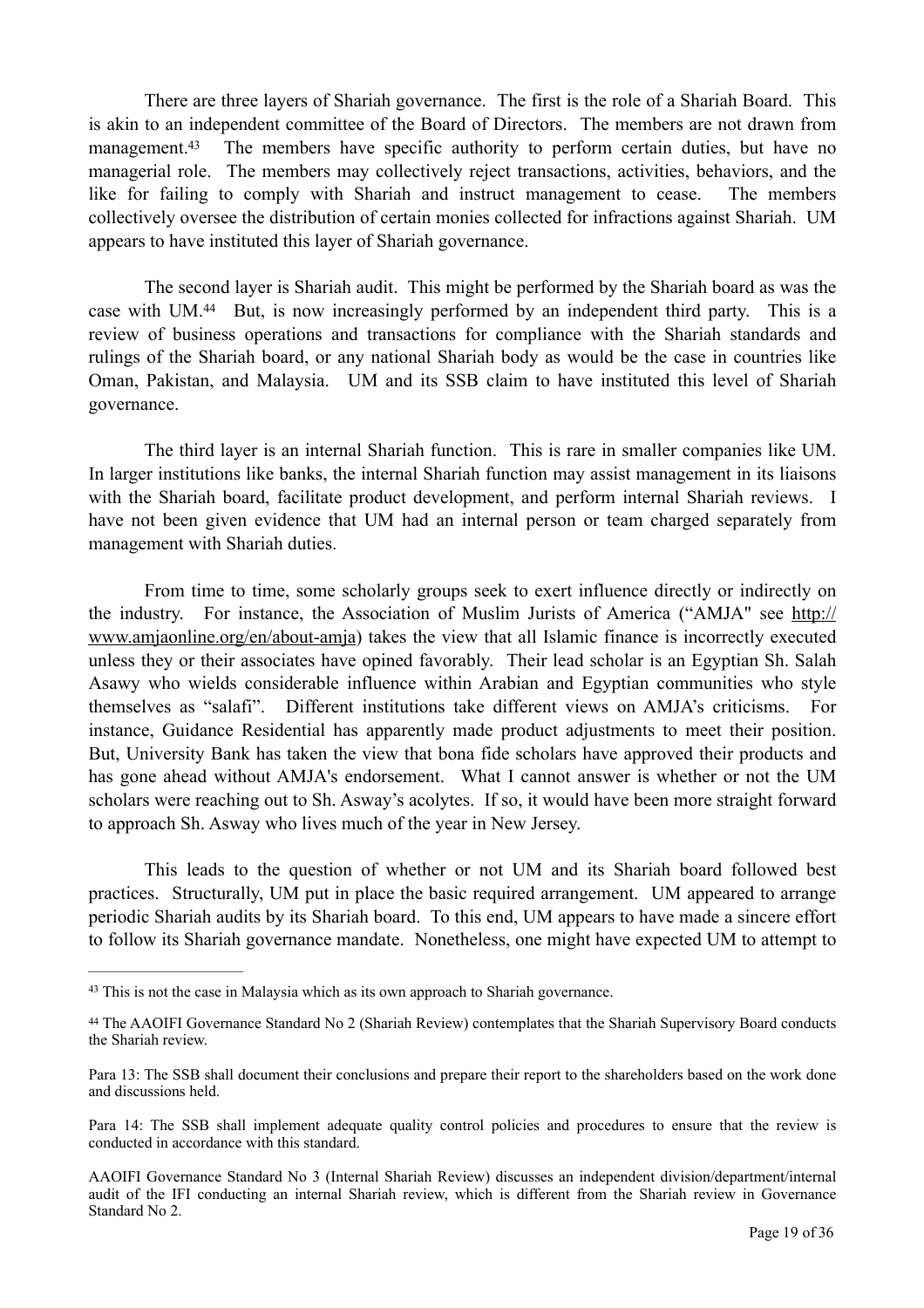There are three layers of Shariah governance. The first is the role of a Shariah Board. This is akin to an independent committee of the Board of Directors. The members are not drawn from management.[43] The members have specific authority to perform certain duties, but have no managerial role. The members may collectively reject transactions, activities, behaviors, and the like for failing to comply with Shariah and instruct management to cease. The members collectively oversee the distribution of certain monies collected for infractions against Shariah. UM appears to have instituted this layer of Shariah governance.

The second layer is Shariah audit. This might be performed by the Shariah board as was the case with UM.[44] But, is now increasingly performed by an independent third party. This is a review of business operations and transactions for compliance with the Shariah standards and rulings of the Shariah board, or any national Shariah body as would be the case in countries like Oman, Pakistan, and Malaysia. UM and its SSB claim to have instituted this level of Shariah governance.

The third layer is an internal Shariah function. This is rare in smaller companies like UM. In larger institutions like banks, the internal Shariah function may assist management in its liaisons with the Shariah board, facilitate product development, and perform internal Shariah reviews. I have not been given evidence that UM had an internal person or team charged separately from management with Shariah duties.

From time to time, some scholarly groups seek to exert influence directly or indirectly on the industry. For instance, the Association of Muslim Jurists of America ("AMJA" see http://www.amjaonline.org/en/about-amja) takes the view that all Islamic finance is incorrectly executed unless they or their associates have opined favorably. Their lead scholar is an Egyptian Sh. Salah Asawy who wields considerable influence within Arabian and Egyptian communities who style themselves as "salafi". Different institutions take different views on AMJA's criticisms. For instance, Guidance Residential has apparently made product adjustments to meet their position. But, University Bank has taken the view that bona fide scholars have approved their products and has gone ahead without AMJA's endorsement. What I cannot answer is whether or not the UM scholars were reaching out to Sh. Asway's acolytes. If so, it would have been more straight forward to approach Sh. Asway who lives much of the year in New Jersey.

This leads to the question of whether or not UM and its Shariah board followed best practices. Structurally, UM put in place the basic required arrangement. UM appeared to arrange periodic Shariah audits by its Shariah board. To this end, UM appears to have made a sincere effort to follow its Shariah governance mandate. Nonetheless, one might have expected UM to attempt to

---

[43] This is not the case in Malaysia which as its own approach to Shariah governance.

[44] The AAOIFI Governance Standard No 2 (Shariah Review) contemplates that the Shariah Supervisory Board conducts the Shariah review.

Para 13: The SSB shall document their conclusions and prepare their report to the shareholders based on the work done and discussions held.

Para 14: The SSB shall implement adequate quality control policies and procedures to ensure that the review is conducted in accordance with this standard.

AAOIFI Governance Standard No 3 (Internal Shariah Review) discusses an independent division/department/internal audit of the IFI conducting an internal Shariah review, which is different from the Shariah review in Governance Standard No 2.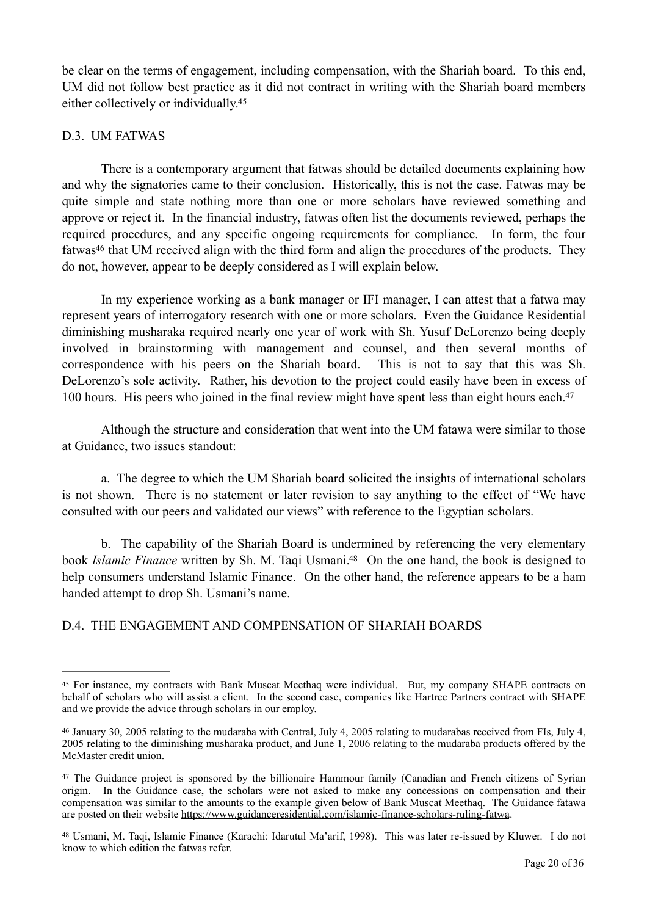be clear on the terms of engagement, including compensation, with the Shariah board. To this end, UM did not follow best practice as it did not contract in writing with the Shariah board members either collectively or individually.[45]

## D.3. UM FATWAS

There is a contemporary argument that fatwas should be detailed documents explaining how and why the signatories came to their conclusion. Historically, this is not the case. Fatwas may be quite simple and state nothing more than one or more scholars have reviewed something and approve or reject it. In the financial industry, fatwas often list the documents reviewed, perhaps the required procedures, and any specific ongoing requirements for compliance. In form, the four fatwas[46] that UM received align with the third form and align the procedures of the products. They do not, however, appear to be deeply considered as I will explain below.

In my experience working as a bank manager or IFI manager, I can attest that a fatwa may represent years of interrogatory research with one or more scholars. Even the Guidance Residential diminishing musharaka required nearly one year of work with Sh. Yusuf DeLorenzo being deeply involved in brainstorming with management and counsel, and then several months of correspondence with his peers on the Shariah board. This is not to say that this was Sh. DeLorenzo's sole activity. Rather, his devotion to the project could easily have been in excess of 100 hours. His peers who joined in the final review might have spent less than eight hours each.[47]

Although the structure and consideration that went into the UM fatawa were similar to those at Guidance, two issues standout:

a. The degree to which the UM Shariah board solicited the insights of international scholars is not shown. There is no statement or later revision to say anything to the effect of "We have consulted with our peers and validated our views" with reference to the Egyptian scholars.

b. The capability of the Shariah Board is undermined by referencing the very elementary book *Islamic Finance* written by Sh. M. Taqi Usmani.[48] On the one hand, the book is designed to help consumers understand Islamic Finance. On the other hand, the reference appears to be a ham handed attempt to drop Sh. Usmani's name.

## D.4. THE ENGAGEMENT AND COMPENSATION OF SHARIAH BOARDS

---

[45] For instance, my contracts with Bank Muscat Meethaq were individual. But, my company SHAPE contracts on behalf of scholars who will assist a client. In the second case, companies like Hartree Partners contract with SHAPE and we provide the advice through scholars in our employ.

[46] January 30, 2005 relating to the mudaraba with Central, July 4, 2005 relating to mudarabas received from FIs, July 4, 2005 relating to the diminishing musharaka product, and June 1, 2006 relating to the mudaraba products offered by the McMaster credit union.

[47] The Guidance project is sponsored by the billionaire Hammour family (Canadian and French citizens of Syrian origin. In the Guidance case, the scholars were not asked to make any concessions on compensation and their compensation was similar to the amounts to the example given below of Bank Muscat Meethaq. The Guidance fatawa are posted on their website https://www.guidanceresidential.com/islamic-finance-scholars-ruling-fatwa.

[48] Usmani, M. Taqi, Islamic Finance (Karachi: Idarutul Ma'arif, 1998). This was later re-issued by Kluwer. I do not know to which edition the fatwas refer.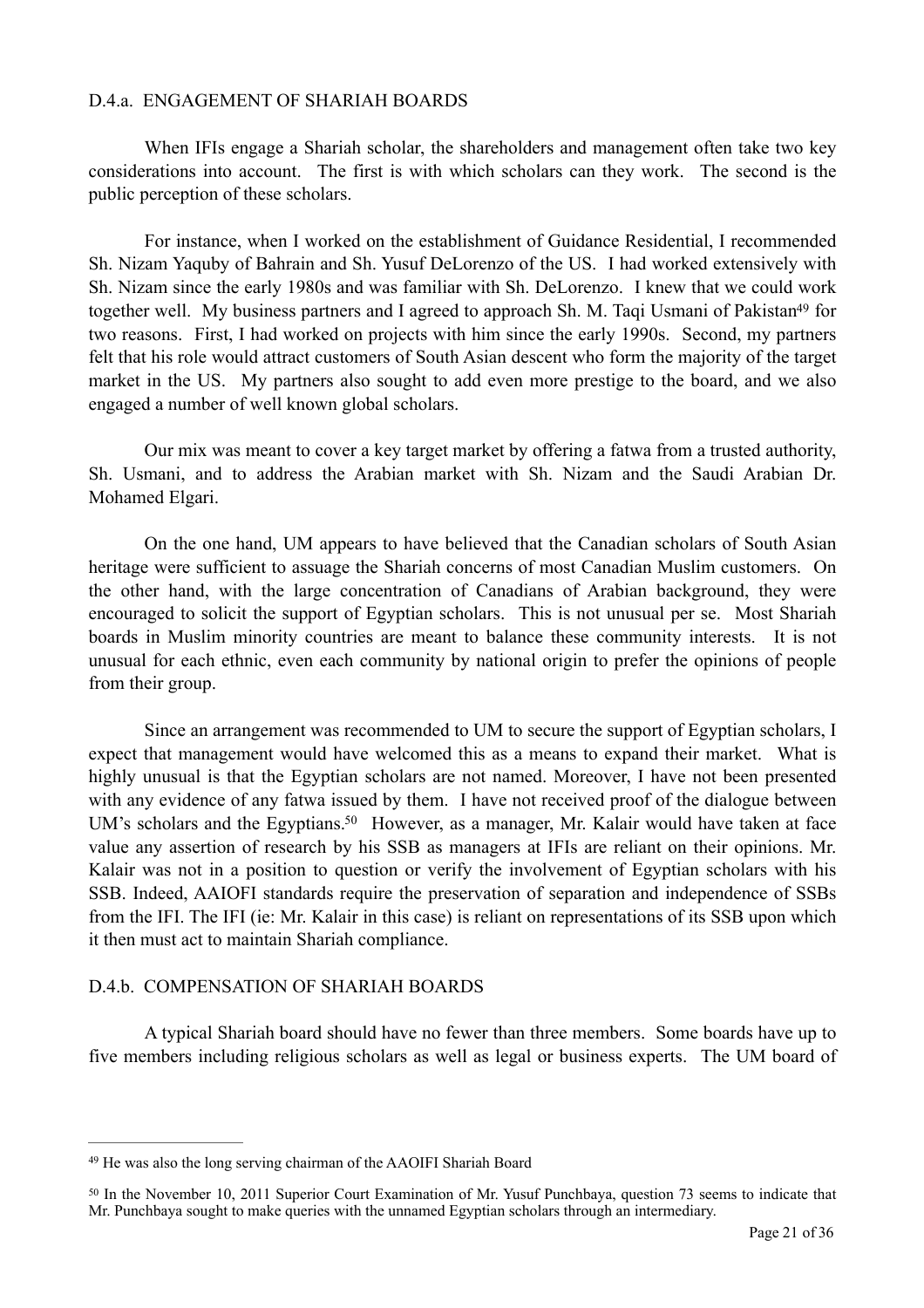### D.4.a. ENGAGEMENT OF SHARIAH BOARDS

When IFIs engage a Shariah scholar, the shareholders and management often take two key considerations into account. The first is with which scholars can they work. The second is the public perception of these scholars.

For instance, when I worked on the establishment of Guidance Residential, I recommended Sh. Nizam Yaquby of Bahrain and Sh. Yusuf DeLorenzo of the US. I had worked extensively with Sh. Nizam since the early 1980s and was familiar with Sh. DeLorenzo. I knew that we could work together well. My business partners and I agreed to approach Sh. M. Taqi Usmani of Pakistan[49] for two reasons. First, I had worked on projects with him since the early 1990s. Second, my partners felt that his role would attract customers of South Asian descent who form the majority of the target market in the US. My partners also sought to add even more prestige to the board, and we also engaged a number of well known global scholars.

Our mix was meant to cover a key target market by offering a fatwa from a trusted authority, Sh. Usmani, and to address the Arabian market with Sh. Nizam and the Saudi Arabian Dr. Mohamed Elgari.

On the one hand, UM appears to have believed that the Canadian scholars of South Asian heritage were sufficient to assuage the Shariah concerns of most Canadian Muslim customers. On the other hand, with the large concentration of Canadians of Arabian background, they were encouraged to solicit the support of Egyptian scholars. This is not unusual per se. Most Shariah boards in Muslim minority countries are meant to balance these community interests. It is not unusual for each ethnic, even each community by national origin to prefer the opinions of people from their group.

Since an arrangement was recommended to UM to secure the support of Egyptian scholars, I expect that management would have welcomed this as a means to expand their market. What is highly unusual is that the Egyptian scholars are not named. Moreover, I have not been presented with any evidence of any fatwa issued by them. I have not received proof of the dialogue between UM's scholars and the Egyptians.[50] However, as a manager, Mr. Kalair would have taken at face value any assertion of research by his SSB as managers at IFIs are reliant on their opinions. Mr. Kalair was not in a position to question or verify the involvement of Egyptian scholars with his SSB. Indeed, AAIOFI standards require the preservation of separation and independence of SSBs from the IFI. The IFI (ie: Mr. Kalair in this case) is reliant on representations of its SSB upon which it then must act to maintain Shariah compliance.

### D.4.b. COMPENSATION OF SHARIAH BOARDS

A typical Shariah board should have no fewer than three members. Some boards have up to five members including religious scholars as well as legal or business experts. The UM board of

---

[49] He was also the long serving chairman of the AAOIFI Shariah Board

[50] In the November 10, 2011 Superior Court Examination of Mr. Yusuf Punchbaya, question 73 seems to indicate that Mr. Punchbaya sought to make queries with the unnamed Egyptian scholars through an intermediary.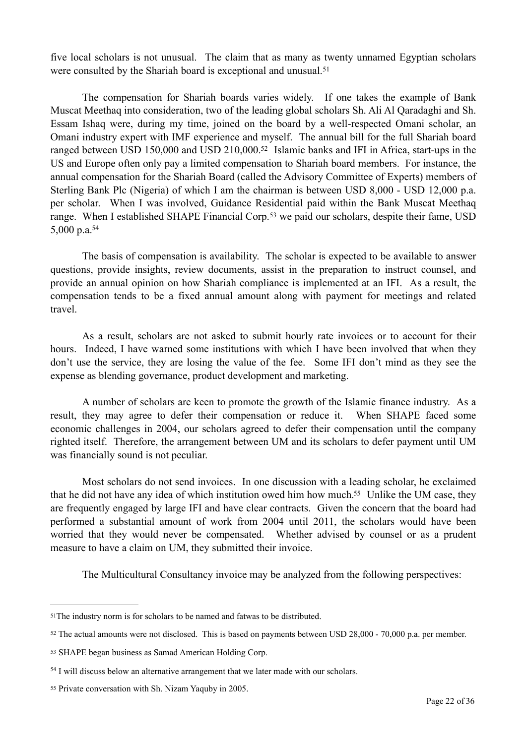five local scholars is not unusual. The claim that as many as twenty unnamed Egyptian scholars were consulted by the Shariah board is exceptional and unusual.[51]

The compensation for Shariah boards varies widely. If one takes the example of Bank Muscat Meethaq into consideration, two of the leading global scholars Sh. Ali Al Qaradaghi and Sh. Essam Ishaq were, during my time, joined on the board by a well-respected Omani scholar, an Omani industry expert with IMF experience and myself. The annual bill for the full Shariah board ranged between USD 150,000 and USD 210,000.[52] Islamic banks and IFI in Africa, start-ups in the US and Europe often only pay a limited compensation to Shariah board members. For instance, the annual compensation for the Shariah Board (called the Advisory Committee of Experts) members of Sterling Bank Plc (Nigeria) of which I am the chairman is between USD 8,000 - USD 12,000 p.a. per scholar. When I was involved, Guidance Residential paid within the Bank Muscat Meethaq range. When I established SHAPE Financial Corp.[53] we paid our scholars, despite their fame, USD 5,000 p.a.[54]

The basis of compensation is availability. The scholar is expected to be available to answer questions, provide insights, review documents, assist in the preparation to instruct counsel, and provide an annual opinion on how Shariah compliance is implemented at an IFI. As a result, the compensation tends to be a fixed annual amount along with payment for meetings and related travel.

As a result, scholars are not asked to submit hourly rate invoices or to account for their hours. Indeed, I have warned some institutions with which I have been involved that when they don't use the service, they are losing the value of the fee. Some IFI don't mind as they see the expense as blending governance, product development and marketing.

A number of scholars are keen to promote the growth of the Islamic finance industry. As a result, they may agree to defer their compensation or reduce it. When SHAPE faced some economic challenges in 2004, our scholars agreed to defer their compensation until the company righted itself. Therefore, the arrangement between UM and its scholars to defer payment until UM was financially sound is not peculiar.

Most scholars do not send invoices. In one discussion with a leading scholar, he exclaimed that he did not have any idea of which institution owed him how much.[55] Unlike the UM case, they are frequently engaged by large IFI and have clear contracts. Given the concern that the board had performed a substantial amount of work from 2004 until 2011, the scholars would have been worried that they would never be compensated. Whether advised by counsel or as a prudent measure to have a claim on UM, they submitted their invoice.

The Multicultural Consultancy invoice may be analyzed from the following perspectives:

---

[51] The industry norm is for scholars to be named and fatwas to be distributed.

[52] The actual amounts were not disclosed. This is based on payments between USD 28,000 - 70,000 p.a. per member.

[53] SHAPE began business as Samad American Holding Corp.

[54] I will discuss below an alternative arrangement that we later made with our scholars.

[55] Private conversation with Sh. Nizam Yaquby in 2005.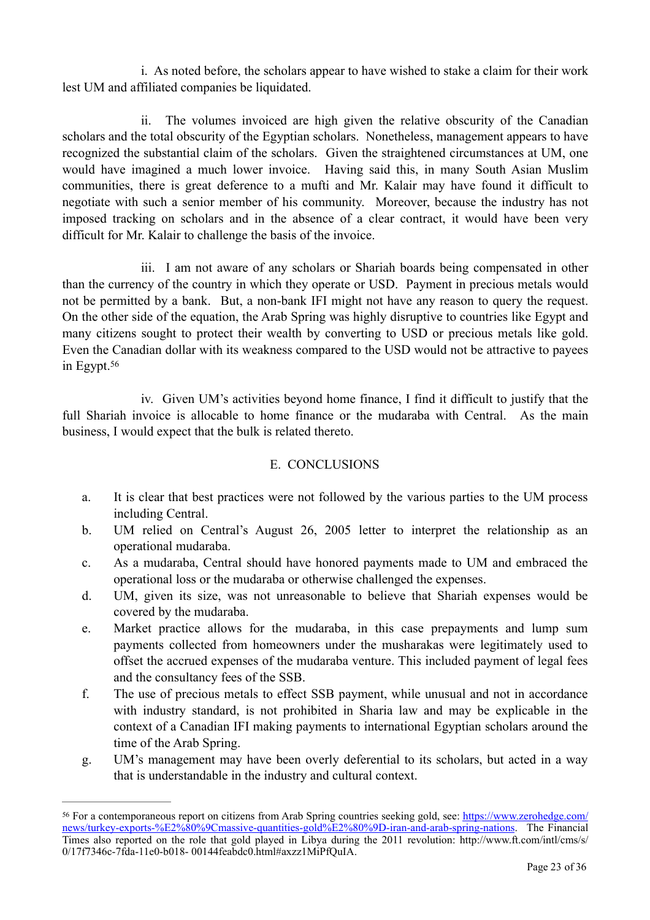i. As noted before, the scholars appear to have wished to stake a claim for their work lest UM and affiliated companies be liquidated.

ii. The volumes invoiced are high given the relative obscurity of the Canadian scholars and the total obscurity of the Egyptian scholars. Nonetheless, management appears to have recognized the substantial claim of the scholars. Given the straightened circumstances at UM, one would have imagined a much lower invoice. Having said this, in many South Asian Muslim communities, there is great deference to a mufti and Mr. Kalair may have found it difficult to negotiate with such a senior member of his community. Moreover, because the industry has not imposed tracking on scholars and in the absence of a clear contract, it would have been very difficult for Mr. Kalair to challenge the basis of the invoice.

iii. I am not aware of any scholars or Shariah boards being compensated in other than the currency of the country in which they operate or USD. Payment in precious metals would not be permitted by a bank. But, a non-bank IFI might not have any reason to query the request. On the other side of the equation, the Arab Spring was highly disruptive to countries like Egypt and many citizens sought to protect their wealth by converting to USD or precious metals like gold. Even the Canadian dollar with its weakness compared to the USD would not be attractive to payees in Egypt.[56]

iv. Given UM's activities beyond home finance, I find it difficult to justify that the full Shariah invoice is allocable to home finance or the mudaraba with Central. As the main business, I would expect that the bulk is related thereto.

## E. CONCLUSIONS

a. It is clear that best practices were not followed by the various parties to the UM process including Central.
b. UM relied on Central's August 26, 2005 letter to interpret the relationship as an operational mudaraba.
c. As a mudaraba, Central should have honored payments made to UM and embraced the operational loss or the mudaraba or otherwise challenged the expenses.
d. UM, given its size, was not unreasonable to believe that Shariah expenses would be covered by the mudaraba.
e. Market practice allows for the mudaraba, in this case prepayments and lump sum payments collected from homeowners under the musharakas were legitimately used to offset the accrued expenses of the mudaraba venture. This included payment of legal fees and the consultancy fees of the SSB.
f. The use of precious metals to effect SSB payment, while unusual and not in accordance with industry standard, is not prohibited in Sharia law and may be explicable in the context of a Canadian IFI making payments to international Egyptian scholars around the time of the Arab Spring.
g. UM's management may have been overly deferential to its scholars, but acted in a way that is understandable in the industry and cultural context.

---

[56] For a contemporaneous report on citizens from Arab Spring countries seeking gold, see: https://www.zerohedge.com/news/turkey-exports-%E2%80%9Cmassive-quantities-gold%E2%80%9D-iran-and-arab-spring-nations. The Financial Times also reported on the role that gold played in Libya during the 2011 revolution: http://www.ft.com/intl/cms/s/0/17f7346c-7fda-11e0-b018- 00144feabdc0.html#axzz1MiPfQuIA.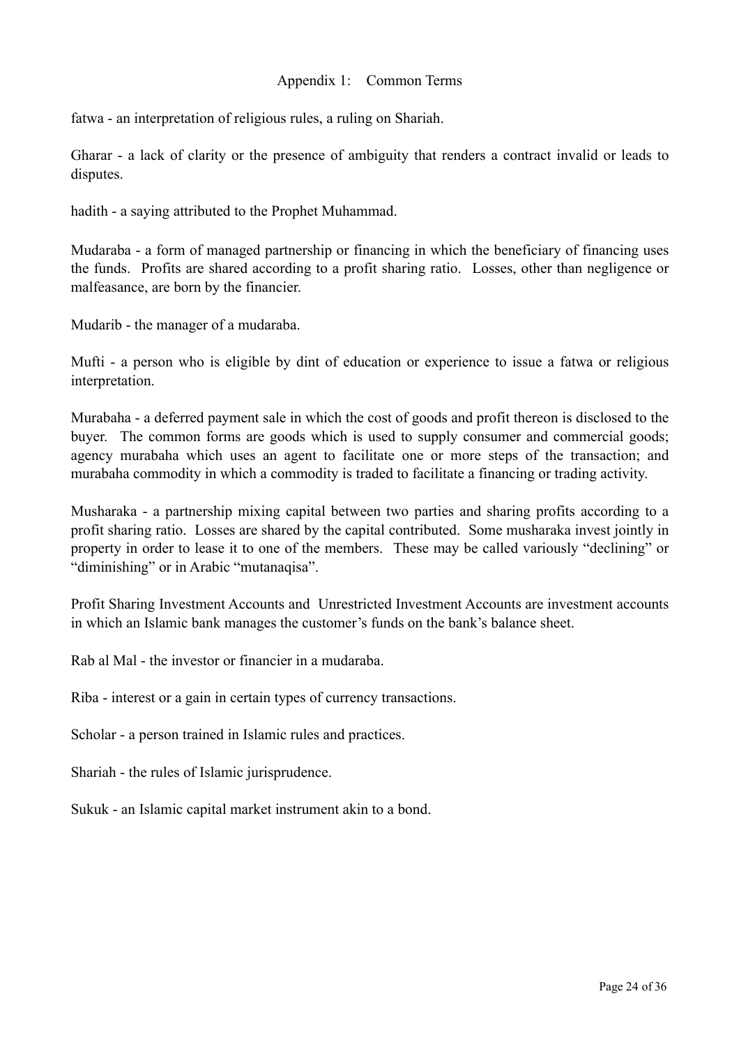## Appendix 1: Common Terms

fatwa - an interpretation of religious rules, a ruling on Shariah.

Gharar - a lack of clarity or the presence of ambiguity that renders a contract invalid or leads to disputes.

hadith - a saying attributed to the Prophet Muhammad.

Mudaraba - a form of managed partnership or financing in which the beneficiary of financing uses the funds. Profits are shared according to a profit sharing ratio. Losses, other than negligence or malfeasance, are born by the financier.

Mudarib - the manager of a mudaraba.

Mufti - a person who is eligible by dint of education or experience to issue a fatwa or religious interpretation.

Murabaha - a deferred payment sale in which the cost of goods and profit thereon is disclosed to the buyer. The common forms are goods which is used to supply consumer and commercial goods; agency murabaha which uses an agent to facilitate one or more steps of the transaction; and murabaha commodity in which a commodity is traded to facilitate a financing or trading activity.

Musharaka - a partnership mixing capital between two parties and sharing profits according to a profit sharing ratio. Losses are shared by the capital contributed. Some musharaka invest jointly in property in order to lease it to one of the members. These may be called variously "declining" or "diminishing" or in Arabic "mutanaqisa".

Profit Sharing Investment Accounts and Unrestricted Investment Accounts are investment accounts in which an Islamic bank manages the customer's funds on the bank's balance sheet.

Rab al Mal - the investor or financier in a mudaraba.

Riba - interest or a gain in certain types of currency transactions.

Scholar - a person trained in Islamic rules and practices.

Shariah - the rules of Islamic jurisprudence.

Sukuk - an Islamic capital market instrument akin to a bond.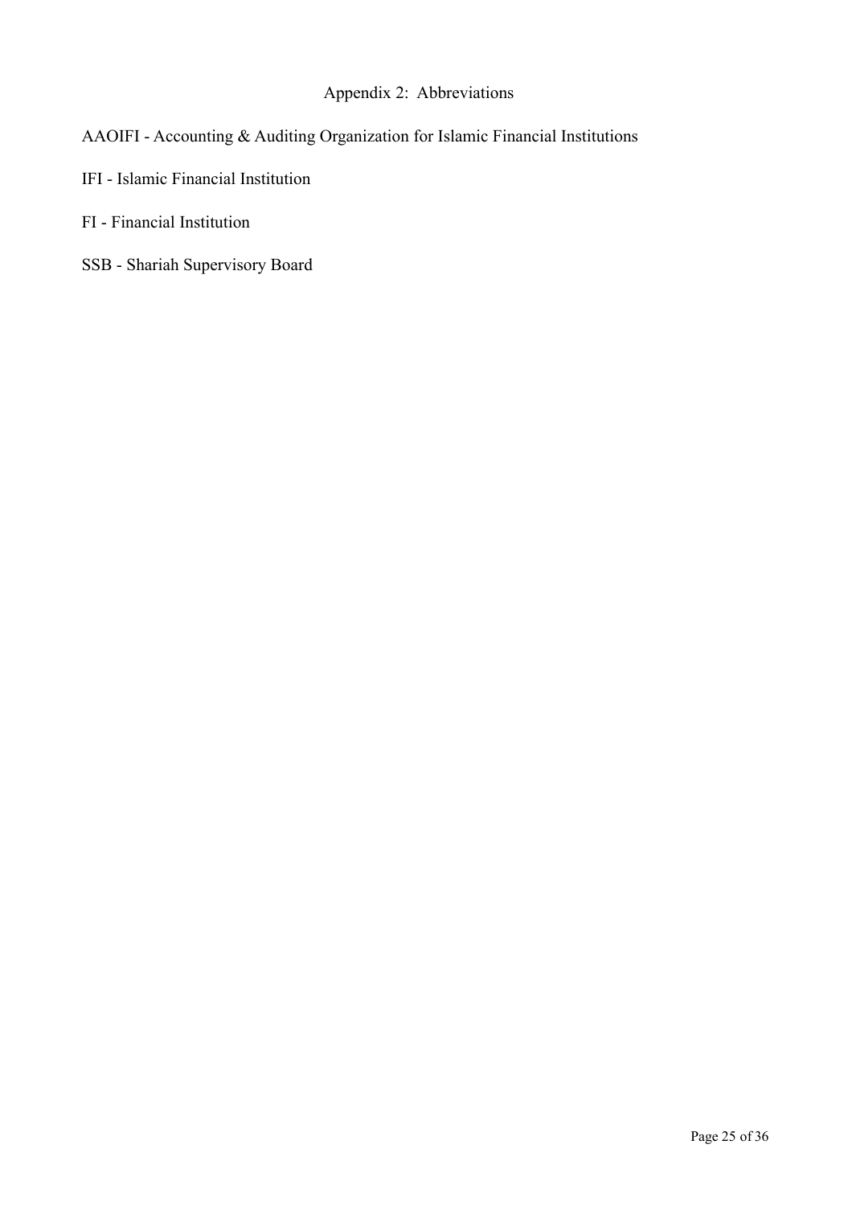## Appendix 2: Abbreviations

AAOIFI - Accounting & Auditing Organization for Islamic Financial Institutions

IFI - Islamic Financial Institution

FI - Financial Institution

SSB - Shariah Supervisory Board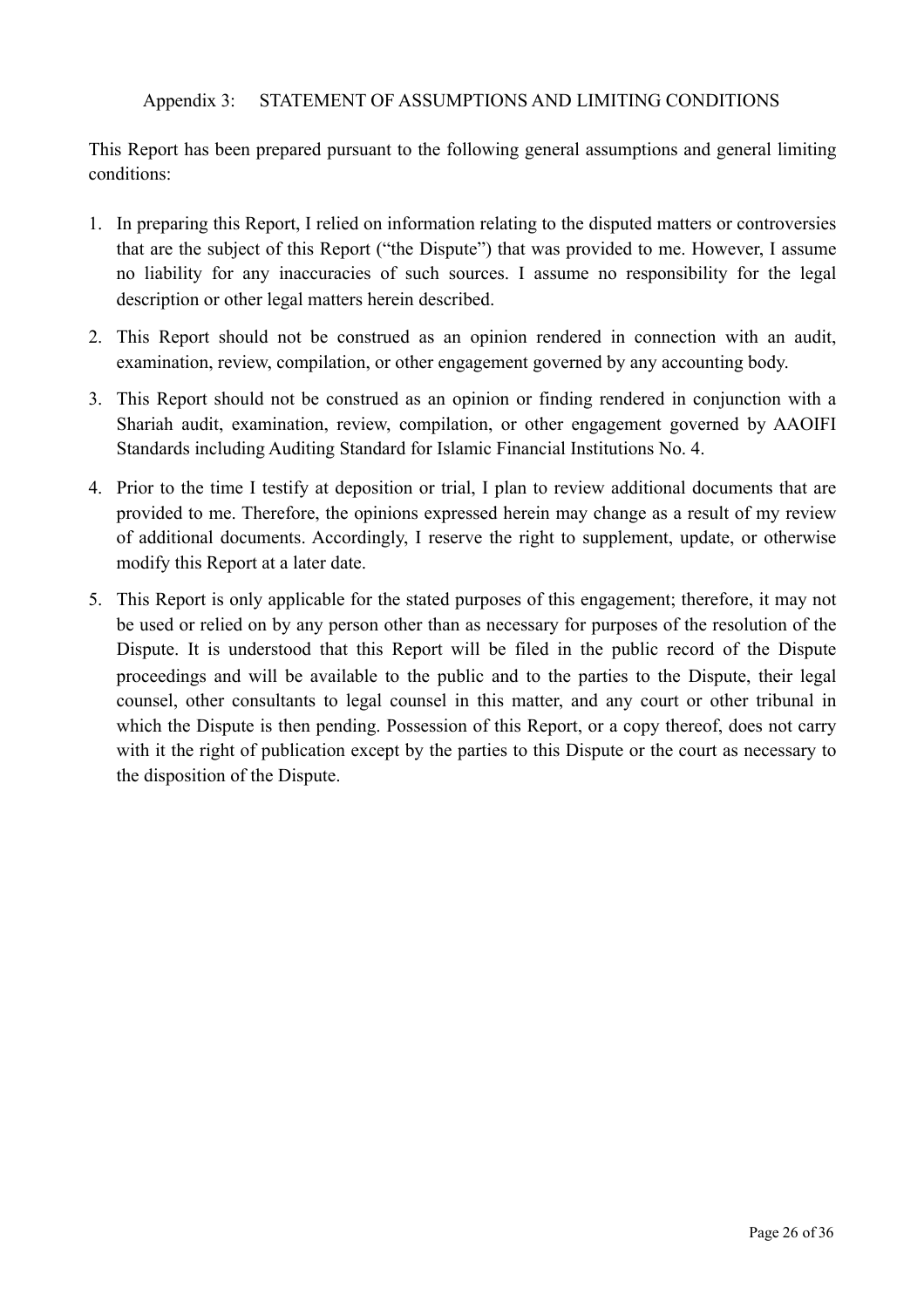## Appendix 3: STATEMENT OF ASSUMPTIONS AND LIMITING CONDITIONS

This Report has been prepared pursuant to the following general assumptions and general limiting conditions:

1. In preparing this Report, I relied on information relating to the disputed matters or controversies that are the subject of this Report ("the Dispute") that was provided to me. However, I assume no liability for any inaccuracies of such sources. I assume no responsibility for the legal description or other legal matters herein described.
2. This Report should not be construed as an opinion rendered in connection with an audit, examination, review, compilation, or other engagement governed by any accounting body.
3. This Report should not be construed as an opinion or finding rendered in conjunction with a Shariah audit, examination, review, compilation, or other engagement governed by AAOIFI Standards including Auditing Standard for Islamic Financial Institutions No. 4.
4. Prior to the time I testify at deposition or trial, I plan to review additional documents that are provided to me. Therefore, the opinions expressed herein may change as a result of my review of additional documents. Accordingly, I reserve the right to supplement, update, or otherwise modify this Report at a later date.
5. This Report is only applicable for the stated purposes of this engagement; therefore, it may not be used or relied on by any person other than as necessary for purposes of the resolution of the Dispute. It is understood that this Report will be filed in the public record of the Dispute proceedings and will be available to the public and to the parties to the Dispute, their legal counsel, other consultants to legal counsel in this matter, and any court or other tribunal in which the Dispute is then pending. Possession of this Report, or a copy thereof, does not carry with it the right of publication except by the parties to this Dispute or the court as necessary to the disposition of the Dispute.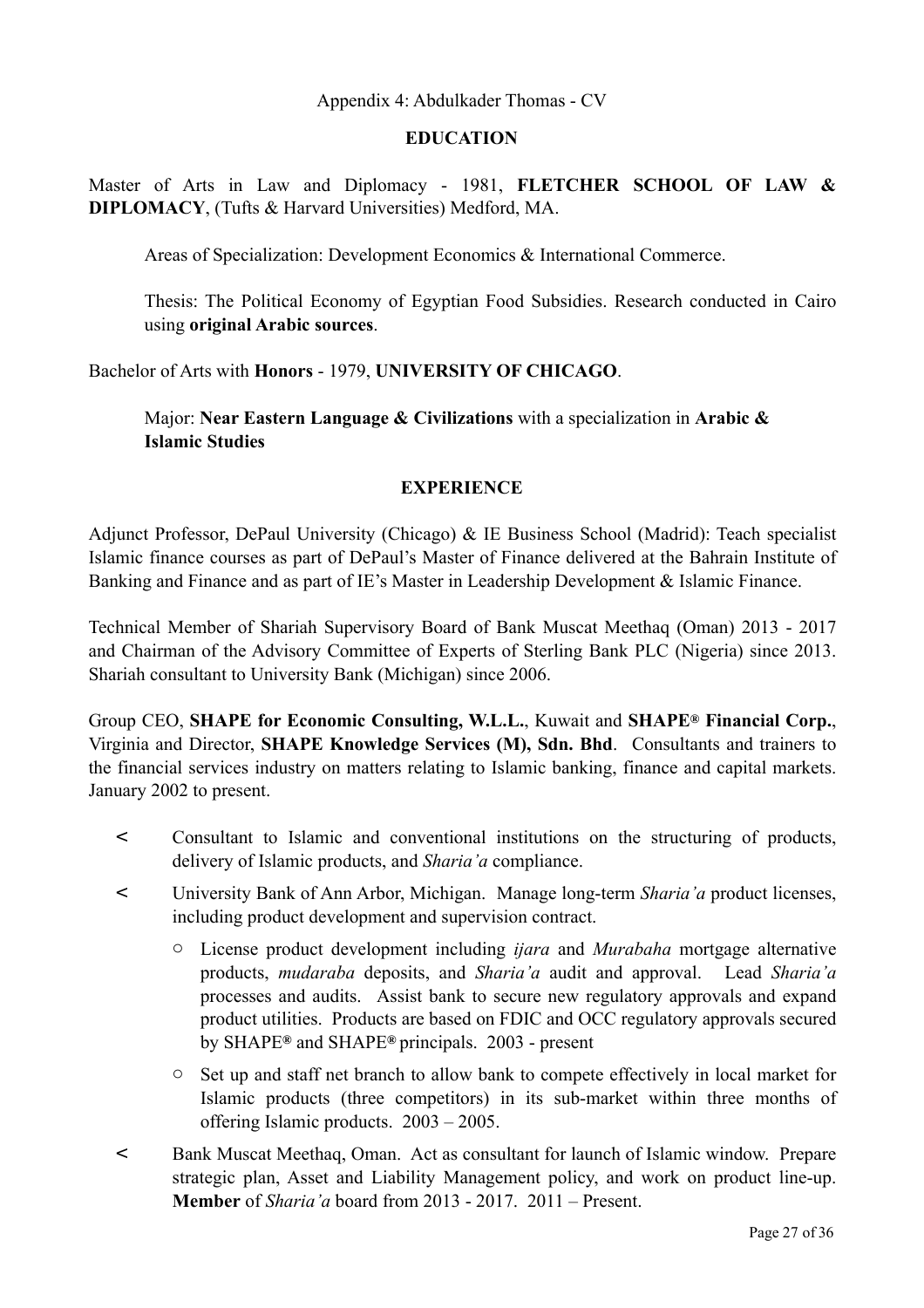Appendix 4: Abdulkader Thomas - CV

## EDUCATION

Master of Arts in Law and Diplomacy - 1981, **FLETCHER SCHOOL OF LAW & DIPLOMACY**, (Tufts & Harvard Universities) Medford, MA.

> Areas of Specialization: Development Economics & International Commerce.
>
> Thesis: The Political Economy of Egyptian Food Subsidies. Research conducted in Cairo using **original Arabic sources**.

Bachelor of Arts with **Honors** - 1979, **UNIVERSITY OF CHICAGO**.

> Major: **Near Eastern Language & Civilizations** with a specialization in **Arabic & Islamic Studies**

## EXPERIENCE

Adjunct Professor, DePaul University (Chicago) & IE Business School (Madrid): Teach specialist Islamic finance courses as part of DePaul's Master of Finance delivered at the Bahrain Institute of Banking and Finance and as part of IE's Master in Leadership Development & Islamic Finance.

Technical Member of Shariah Supervisory Board of Bank Muscat Meethaq (Oman) 2013 - 2017 and Chairman of the Advisory Committee of Experts of Sterling Bank PLC (Nigeria) since 2013. Shariah consultant to University Bank (Michigan) since 2006.

Group CEO, **SHAPE for Economic Consulting, W.L.L.**, Kuwait and **SHAPE® Financial Corp.**, Virginia and Director, **SHAPE Knowledge Services (M), Sdn. Bhd**. Consultants and trainers to the financial services industry on matters relating to Islamic banking, finance and capital markets. January 2002 to present.

- Consultant to Islamic and conventional institutions on the structuring of products, delivery of Islamic products, and *Sharia'a* compliance.
- University Bank of Ann Arbor, Michigan. Manage long-term *Sharia'a* product licenses, including product development and supervision contract.
  - License product development including *ijara* and *Murabaha* mortgage alternative products, *mudaraba* deposits, and *Sharia'a* audit and approval. Lead *Sharia'a* processes and audits. Assist bank to secure new regulatory approvals and expand product utilities. Products are based on FDIC and OCC regulatory approvals secured by SHAPE® and SHAPE® principals. 2003 - present
  - Set up and staff net branch to allow bank to compete effectively in local market for Islamic products (three competitors) in its sub-market within three months of offering Islamic products. 2003 – 2005.
- Bank Muscat Meethaq, Oman. Act as consultant for launch of Islamic window. Prepare strategic plan, Asset and Liability Management policy, and work on product line-up. **Member** of *Sharia'a* board from 2013 - 2017. 2011 – Present.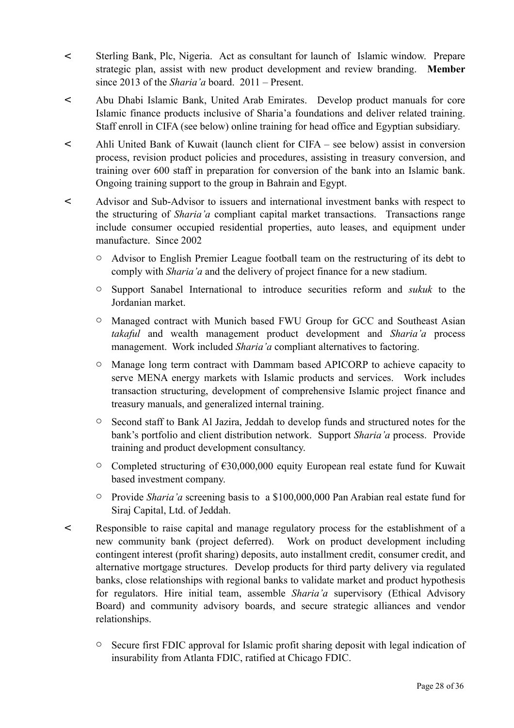- Sterling Bank, Plc, Nigeria. Act as consultant for launch of Islamic window. Prepare strategic plan, assist with new product development and review branding. **Member** since 2013 of the *Sharia'a* board. 2011 – Present.
- Abu Dhabi Islamic Bank, United Arab Emirates. Develop product manuals for core Islamic finance products inclusive of Sharia'a foundations and deliver related training. Staff enroll in CIFA (see below) online training for head office and Egyptian subsidiary.
- Ahli United Bank of Kuwait (launch client for CIFA – see below) assist in conversion process, revision product policies and procedures, assisting in treasury conversion, and training over 600 staff in preparation for conversion of the bank into an Islamic bank. Ongoing training support to the group in Bahrain and Egypt.
- Advisor and Sub-Advisor to issuers and international investment banks with respect to the structuring of *Sharia'a* compliant capital market transactions. Transactions range include consumer occupied residential properties, auto leases, and equipment under manufacture. Since 2002
  - Advisor to English Premier League football team on the restructuring of its debt to comply with *Sharia'a* and the delivery of project finance for a new stadium.
  - Support Sanabel International to introduce securities reform and *sukuk* to the Jordanian market.
  - Managed contract with Munich based FWU Group for GCC and Southeast Asian *takaful* and wealth management product development and *Sharia'a* process management. Work included *Sharia'a* compliant alternatives to factoring.
  - Manage long term contract with Dammam based APICORP to achieve capacity to serve MENA energy markets with Islamic products and services. Work includes transaction structuring, development of comprehensive Islamic project finance and treasury manuals, and generalized internal training.
  - Second staff to Bank Al Jazira, Jeddah to develop funds and structured notes for the bank's portfolio and client distribution network. Support *Sharia'a* process. Provide training and product development consultancy.
  - Completed structuring of €30,000,000 equity European real estate fund for Kuwait based investment company.
  - Provide *Sharia'a* screening basis to a $100,000,000 Pan Arabian real estate fund for Siraj Capital, Ltd. of Jeddah.
- Responsible to raise capital and manage regulatory process for the establishment of a new community bank (project deferred). Work on product development including contingent interest (profit sharing) deposits, auto installment credit, consumer credit, and alternative mortgage structures. Develop products for third party delivery via regulated banks, close relationships with regional banks to validate market and product hypothesis for regulators. Hire initial team, assemble *Sharia'a* supervisory (Ethical Advisory Board) and community advisory boards, and secure strategic alliances and vendor relationships.
  - Secure first FDIC approval for Islamic profit sharing deposit with legal indication of insurability from Atlanta FDIC, ratified at Chicago FDIC.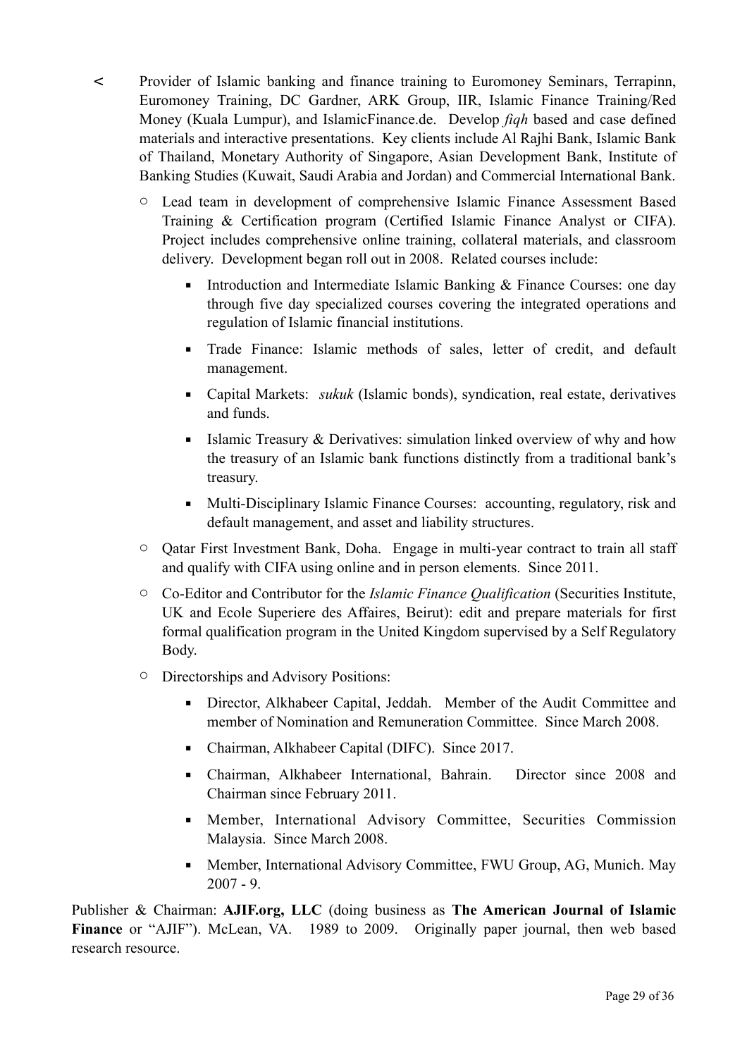- Provider of Islamic banking and finance training to Euromoney Seminars, Terrapinn, Euromoney Training, DC Gardner, ARK Group, IIR, Islamic Finance Training/Red Money (Kuala Lumpur), and IslamicFinance.de. Develop *fiqh* based and case defined materials and interactive presentations. Key clients include Al Rajhi Bank, Islamic Bank of Thailand, Monetary Authority of Singapore, Asian Development Bank, Institute of Banking Studies (Kuwait, Saudi Arabia and Jordan) and Commercial International Bank.
  - Lead team in development of comprehensive Islamic Finance Assessment Based Training & Certification program (Certified Islamic Finance Analyst or CIFA). Project includes comprehensive online training, collateral materials, and classroom delivery. Development began roll out in 2008. Related courses include:
    - Introduction and Intermediate Islamic Banking & Finance Courses: one day through five day specialized courses covering the integrated operations and regulation of Islamic financial institutions.
    - Trade Finance: Islamic methods of sales, letter of credit, and default management.
    - Capital Markets: *sukuk* (Islamic bonds), syndication, real estate, derivatives and funds.
    - Islamic Treasury & Derivatives: simulation linked overview of why and how the treasury of an Islamic bank functions distinctly from a traditional bank's treasury.
    - Multi-Disciplinary Islamic Finance Courses: accounting, regulatory, risk and default management, and asset and liability structures.
  - Qatar First Investment Bank, Doha. Engage in multi-year contract to train all staff and qualify with CIFA using online and in person elements. Since 2011.
  - Co-Editor and Contributor for the *Islamic Finance Qualification* (Securities Institute, UK and Ecole Superiere des Affaires, Beirut): edit and prepare materials for first formal qualification program in the United Kingdom supervised by a Self Regulatory Body.
  - Directorships and Advisory Positions:
    - Director, Alkhabeer Capital, Jeddah. Member of the Audit Committee and member of Nomination and Remuneration Committee. Since March 2008.
    - Chairman, Alkhabeer Capital (DIFC). Since 2017.
    - Chairman, Alkhabeer International, Bahrain. Director since 2008 and Chairman since February 2011.
    - Member, International Advisory Committee, Securities Commission Malaysia. Since March 2008.
    - Member, International Advisory Committee, FWU Group, AG, Munich. May 2007 - 9.

Publisher & Chairman: **AJIF.org, LLC** (doing business as **The American Journal of Islamic Finance** or "AJIF"). McLean, VA. 1989 to 2009. Originally paper journal, then web based research resource.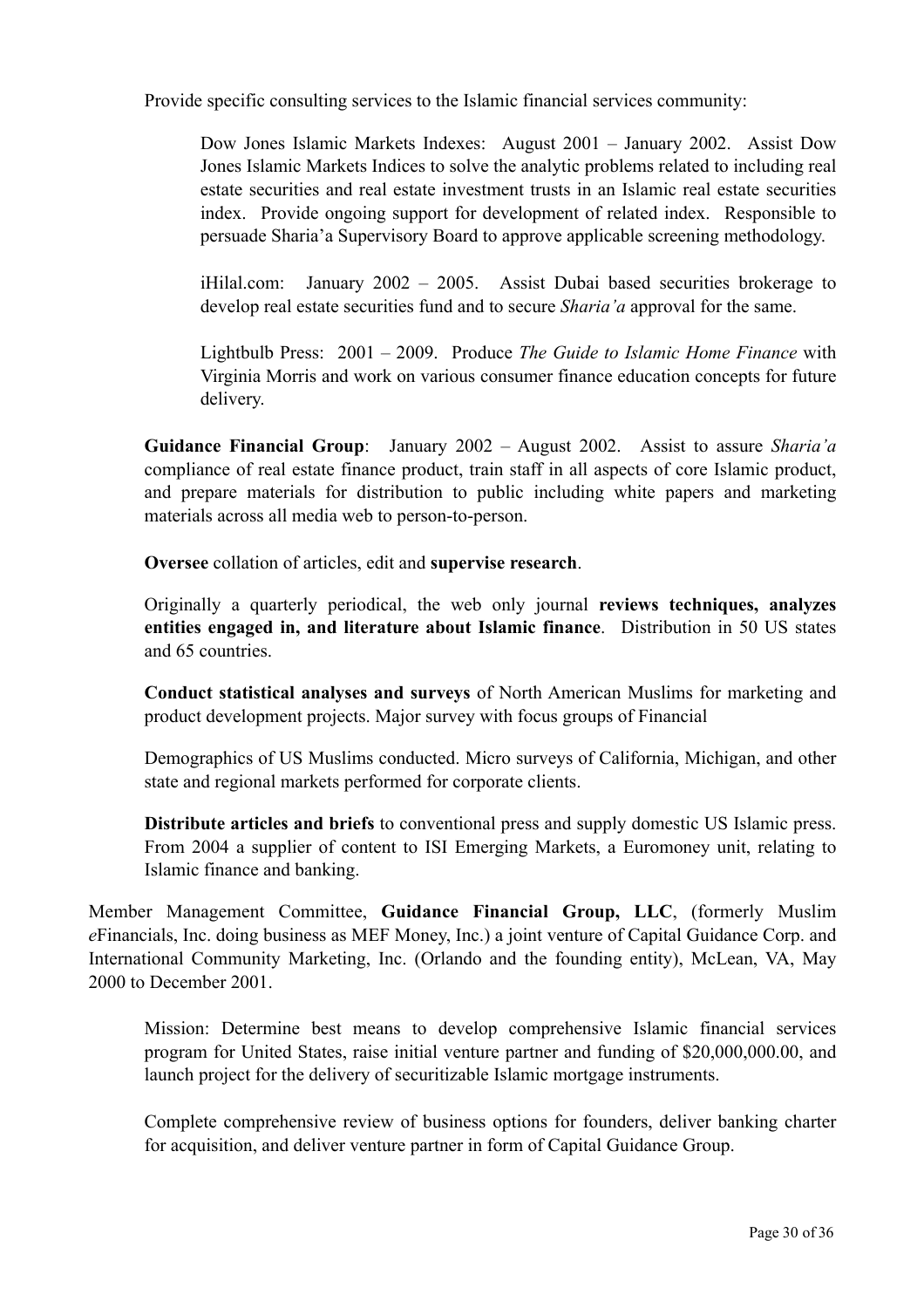Provide specific consulting services to the Islamic financial services community:

Dow Jones Islamic Markets Indexes: August 2001 – January 2002. Assist Dow Jones Islamic Markets Indices to solve the analytic problems related to including real estate securities and real estate investment trusts in an Islamic real estate securities index. Provide ongoing support for development of related index. Responsible to persuade Sharia'a Supervisory Board to approve applicable screening methodology.

iHilal.com: January 2002 – 2005. Assist Dubai based securities brokerage to develop real estate securities fund and to secure *Sharia'a* approval for the same.

Lightbulb Press: 2001 – 2009. Produce *The Guide to Islamic Home Finance* with Virginia Morris and work on various consumer finance education concepts for future delivery.

**Guidance Financial Group**: January 2002 – August 2002. Assist to assure *Sharia'a* compliance of real estate finance product, train staff in all aspects of core Islamic product, and prepare materials for distribution to public including white papers and marketing materials across all media web to person-to-person.

**Oversee** collation of articles, edit and **supervise research**.

Originally a quarterly periodical, the web only journal **reviews techniques, analyzes entities engaged in, and literature about Islamic finance**. Distribution in 50 US states and 65 countries.

**Conduct statistical analyses and surveys** of North American Muslims for marketing and product development projects. Major survey with focus groups of Financial

Demographics of US Muslims conducted. Micro surveys of California, Michigan, and other state and regional markets performed for corporate clients.

**Distribute articles and briefs** to conventional press and supply domestic US Islamic press. From 2004 a supplier of content to ISI Emerging Markets, a Euromoney unit, relating to Islamic finance and banking.

Member Management Committee, **Guidance Financial Group, LLC**, (formerly Muslim *e*Financials, Inc. doing business as MEF Money, Inc.) a joint venture of Capital Guidance Corp. and International Community Marketing, Inc. (Orlando and the founding entity), McLean, VA, May 2000 to December 2001.

Mission: Determine best means to develop comprehensive Islamic financial services program for United States, raise initial venture partner and funding of $20,000,000.00, and launch project for the delivery of securitizable Islamic mortgage instruments.

Complete comprehensive review of business options for founders, deliver banking charter for acquisition, and deliver venture partner in form of Capital Guidance Group.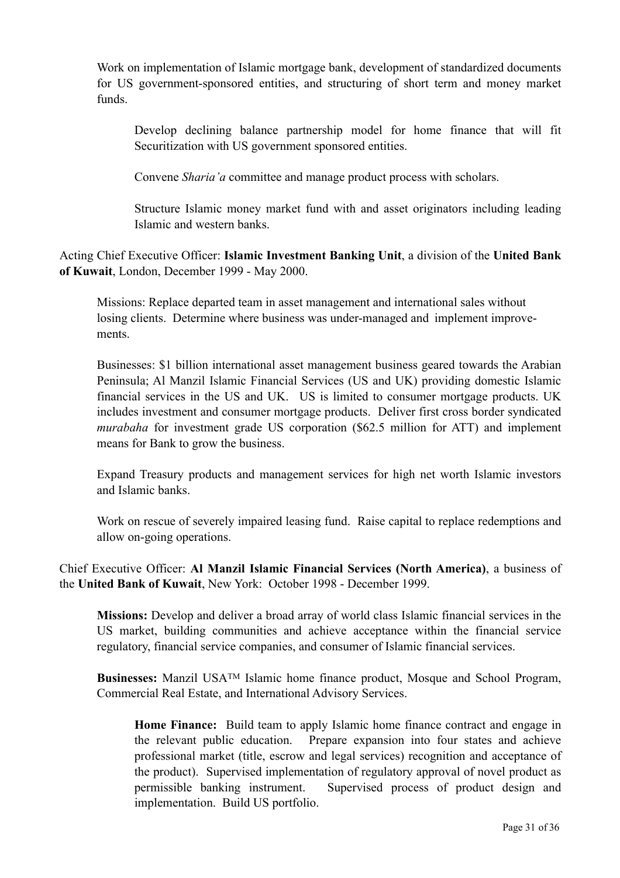Work on implementation of Islamic mortgage bank, development of standardized documents for US government-sponsored entities, and structuring of short term and money market funds.

Develop declining balance partnership model for home finance that will fit Securitization with US government sponsored entities.

Convene *Sharia'a* committee and manage product process with scholars.

Structure Islamic money market fund with and asset originators including leading Islamic and western banks.

Acting Chief Executive Officer: **Islamic Investment Banking Unit**, a division of the **United Bank of Kuwait**, London, December 1999 - May 2000.

Missions: Replace departed team in asset management and international sales without losing clients. Determine where business was under-managed and implement improvements.

Businesses: $1 billion international asset management business geared towards the Arabian Peninsula; Al Manzil Islamic Financial Services (US and UK) providing domestic Islamic financial services in the US and UK. US is limited to consumer mortgage products. UK includes investment and consumer mortgage products. Deliver first cross border syndicated *murabaha* for investment grade US corporation ($62.5 million for ATT) and implement means for Bank to grow the business.

Expand Treasury products and management services for high net worth Islamic investors and Islamic banks.

Work on rescue of severely impaired leasing fund. Raise capital to replace redemptions and allow on-going operations.

Chief Executive Officer: **Al Manzil Islamic Financial Services (North America)**, a business of the **United Bank of Kuwait**, New York: October 1998 - December 1999.

**Missions:** Develop and deliver a broad array of world class Islamic financial services in the US market, building communities and achieve acceptance within the financial service regulatory, financial service companies, and consumer of Islamic financial services.

**Businesses:** Manzil USA™ Islamic home finance product, Mosque and School Program, Commercial Real Estate, and International Advisory Services.

**Home Finance:** Build team to apply Islamic home finance contract and engage in the relevant public education. Prepare expansion into four states and achieve professional market (title, escrow and legal services) recognition and acceptance of the product). Supervised implementation of regulatory approval of novel product as permissible banking instrument. Supervised process of product design and implementation. Build US portfolio.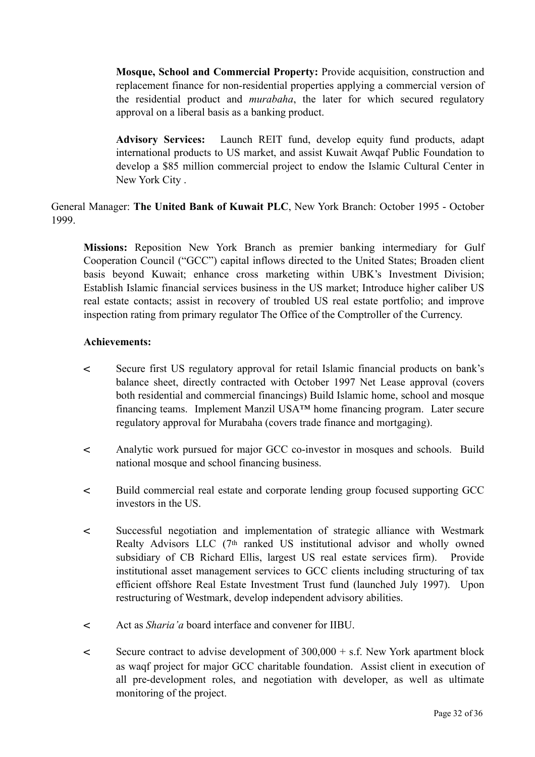**Mosque, School and Commercial Property:** Provide acquisition, construction and replacement finance for non-residential properties applying a commercial version of the residential product and *murabaha*, the later for which secured regulatory approval on a liberal basis as a banking product.

**Advisory Services:** Launch REIT fund, develop equity fund products, adapt international products to US market, and assist Kuwait Awqaf Public Foundation to develop a $85 million commercial project to endow the Islamic Cultural Center in New York City .

General Manager: **The United Bank of Kuwait PLC**, New York Branch: October 1995 - October 1999.

**Missions:** Reposition New York Branch as premier banking intermediary for Gulf Cooperation Council ("GCC") capital inflows directed to the United States; Broaden client basis beyond Kuwait; enhance cross marketing within UBK's Investment Division; Establish Islamic financial services business in the US market; Introduce higher caliber US real estate contacts; assist in recovery of troubled US real estate portfolio; and improve inspection rating from primary regulator The Office of the Comptroller of the Currency.

**Achievements:**

- Secure first US regulatory approval for retail Islamic financial products on bank's balance sheet, directly contracted with October 1997 Net Lease approval (covers both residential and commercial financings) Build Islamic home, school and mosque financing teams. Implement Manzil USA™ home financing program. Later secure regulatory approval for Murabaha (covers trade finance and mortgaging).

- Analytic work pursued for major GCC co-investor in mosques and schools. Build national mosque and school financing business.

- Build commercial real estate and corporate lending group focused supporting GCC investors in the US.

- Successful negotiation and implementation of strategic alliance with Westmark Realty Advisors LLC (7th ranked US institutional advisor and wholly owned subsidiary of CB Richard Ellis, largest US real estate services firm). Provide institutional asset management services to GCC clients including structuring of tax efficient offshore Real Estate Investment Trust fund (launched July 1997). Upon restructuring of Westmark, develop independent advisory abilities.

- Act as *Sharia'a* board interface and convener for IIBU.

- Secure contract to advise development of 300,000 + s.f. New York apartment block as waqf project for major GCC charitable foundation. Assist client in execution of all pre-development roles, and negotiation with developer, as well as ultimate monitoring of the project.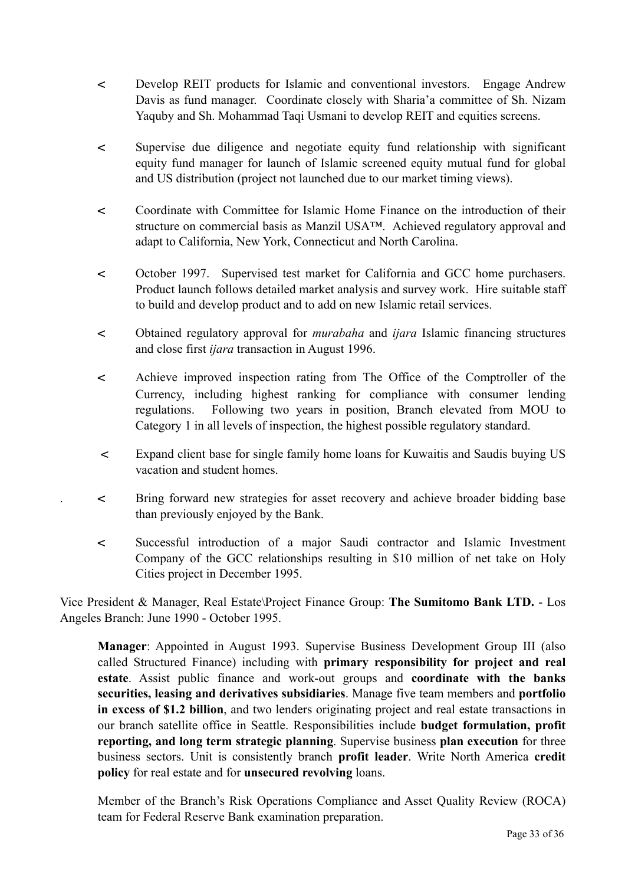- Develop REIT products for Islamic and conventional investors. Engage Andrew Davis as fund manager. Coordinate closely with Sharia'a committee of Sh. Nizam Yaquby and Sh. Mohammad Taqi Usmani to develop REIT and equities screens.

- Supervise due diligence and negotiate equity fund relationship with significant equity fund manager for launch of Islamic screened equity mutual fund for global and US distribution (project not launched due to our market timing views).

- Coordinate with Committee for Islamic Home Finance on the introduction of their structure on commercial basis as Manzil USA™. Achieved regulatory approval and adapt to California, New York, Connecticut and North Carolina.

- October 1997. Supervised test market for California and GCC home purchasers. Product launch follows detailed market analysis and survey work. Hire suitable staff to build and develop product and to add on new Islamic retail services.

- Obtained regulatory approval for *murabaha* and *ijara* Islamic financing structures and close first *ijara* transaction in August 1996.

- Achieve improved inspection rating from The Office of the Comptroller of the Currency, including highest ranking for compliance with consumer lending regulations. Following two years in position, Branch elevated from MOU to Category 1 in all levels of inspection, the highest possible regulatory standard.

- Expand client base for single family home loans for Kuwaitis and Saudis buying US vacation and student homes.

- Bring forward new strategies for asset recovery and achieve broader bidding base than previously enjoyed by the Bank.

- Successful introduction of a major Saudi contractor and Islamic Investment Company of the GCC relationships resulting in $10 million of net take on Holy Cities project in December 1995.

Vice President & Manager, Real Estate\Project Finance Group: **The Sumitomo Bank LTD.** - Los Angeles Branch: June 1990 - October 1995.

> **Manager**: Appointed in August 1993. Supervise Business Development Group III (also called Structured Finance) including with **primary responsibility for project and real estate**. Assist public finance and work-out groups and **coordinate with the banks securities, leasing and derivatives subsidiaries**. Manage five team members and **portfolio in excess of $1.2 billion**, and two lenders originating project and real estate transactions in our branch satellite office in Seattle. Responsibilities include **budget formulation, profit reporting, and long term strategic planning**. Supervise business **plan execution** for three business sectors. Unit is consistently branch **profit leader**. Write North America **credit policy** for real estate and for **unsecured revolving** loans.
>
> Member of the Branch's Risk Operations Compliance and Asset Quality Review (ROCA) team for Federal Reserve Bank examination preparation.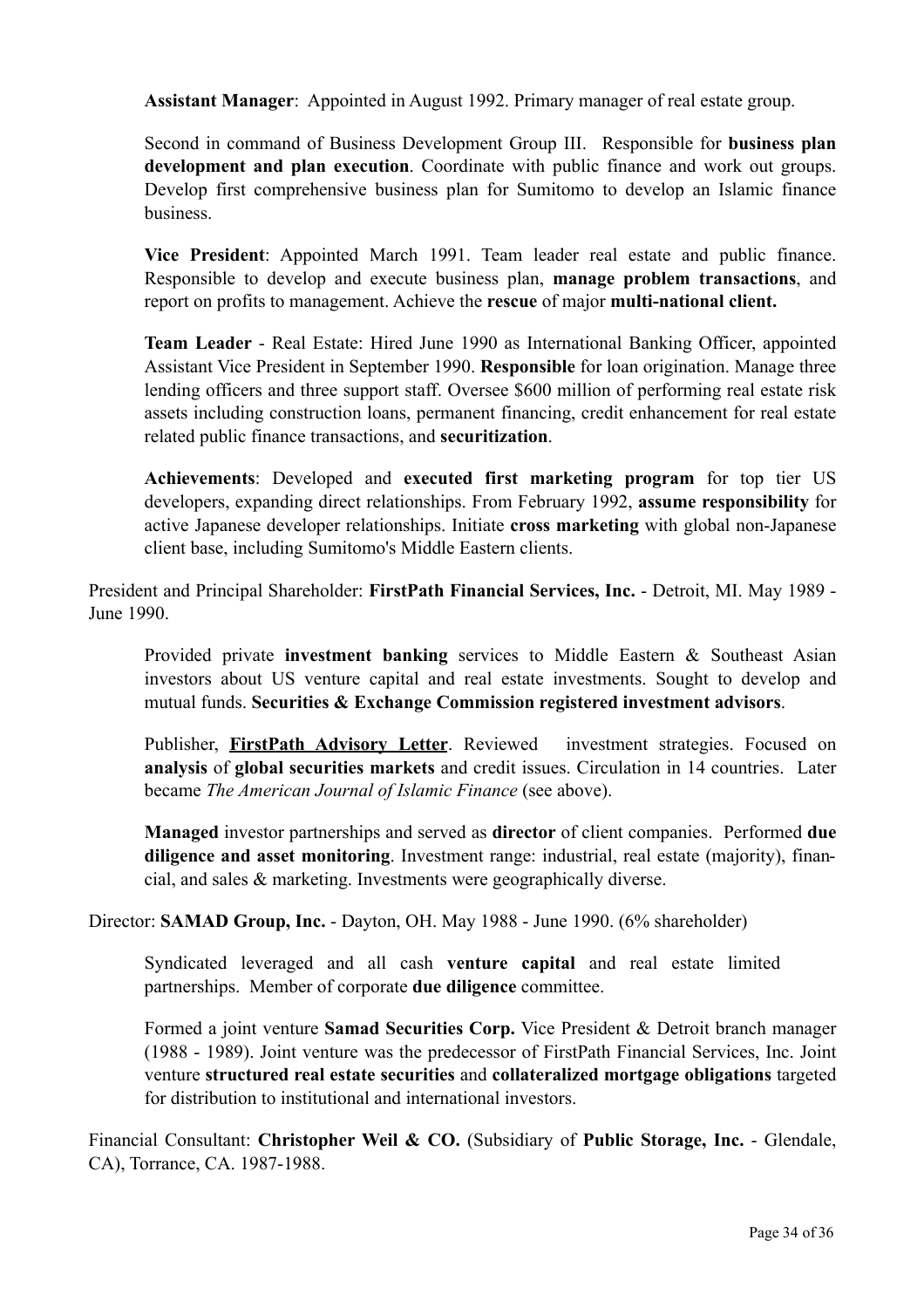**Assistant Manager**: Appointed in August 1992. Primary manager of real estate group.

Second in command of Business Development Group III. Responsible for **business plan development and plan execution**. Coordinate with public finance and work out groups. Develop first comprehensive business plan for Sumitomo to develop an Islamic finance business.

**Vice President**: Appointed March 1991. Team leader real estate and public finance. Responsible to develop and execute business plan, **manage problem transactions**, and report on profits to management. Achieve the **rescue** of major **multi-national client.**

**Team Leader** - Real Estate: Hired June 1990 as International Banking Officer, appointed Assistant Vice President in September 1990. **Responsible** for loan origination. Manage three lending officers and three support staff. Oversee $600 million of performing real estate risk assets including construction loans, permanent financing, credit enhancement for real estate related public finance transactions, and **securitization**.

**Achievements**: Developed and **executed first marketing program** for top tier US developers, expanding direct relationships. From February 1992, **assume responsibility** for active Japanese developer relationships. Initiate **cross marketing** with global non-Japanese client base, including Sumitomo's Middle Eastern clients.

President and Principal Shareholder: **FirstPath Financial Services, Inc.** - Detroit, MI. May 1989 - June 1990.

Provided private **investment banking** services to Middle Eastern & Southeast Asian investors about US venture capital and real estate investments. Sought to develop and mutual funds. **Securities & Exchange Commission registered investment advisors**.

Publisher, **FirstPath Advisory Letter**. Reviewed investment strategies. Focused on **analysis** of **global securities markets** and credit issues. Circulation in 14 countries. Later became *The American Journal of Islamic Finance* (see above).

**Managed** investor partnerships and served as **director** of client companies. Performed **due diligence and asset monitoring**. Investment range: industrial, real estate (majority), financial, and sales & marketing. Investments were geographically diverse.

Director: **SAMAD Group, Inc.** - Dayton, OH. May 1988 - June 1990. (6% shareholder)

Syndicated leveraged and all cash **venture capital** and real estate limited partnerships. Member of corporate **due diligence** committee.

Formed a joint venture **Samad Securities Corp.** Vice President & Detroit branch manager (1988 - 1989). Joint venture was the predecessor of FirstPath Financial Services, Inc. Joint venture **structured real estate securities** and **collateralized mortgage obligations** targeted for distribution to institutional and international investors.

Financial Consultant: **Christopher Weil & CO.** (Subsidiary of **Public Storage, Inc.** - Glendale, CA), Torrance, CA. 1987-1988.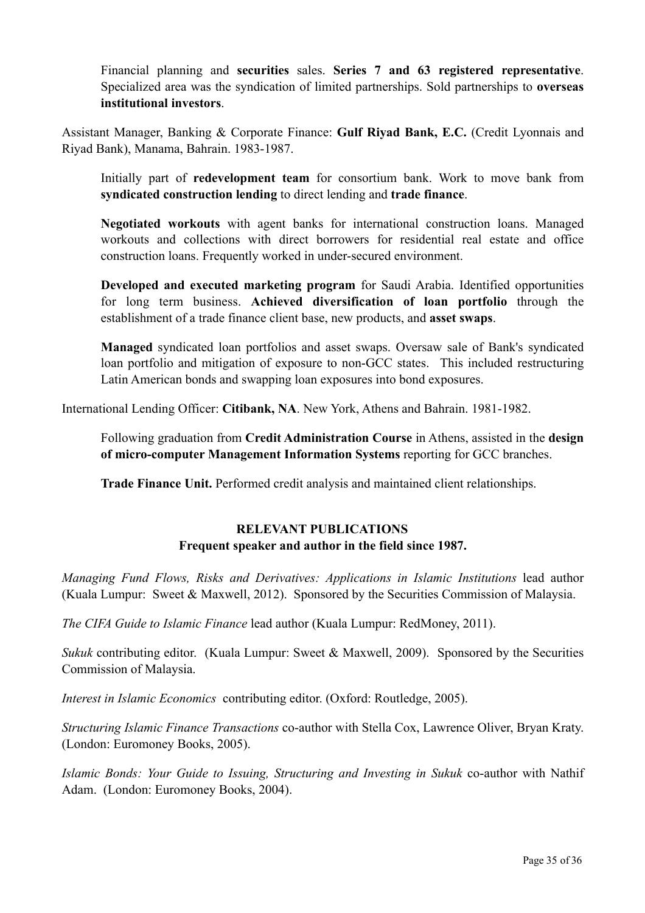Financial planning and **securities** sales. **Series 7 and 63 registered representative**. Specialized area was the syndication of limited partnerships. Sold partnerships to **overseas institutional investors**.

Assistant Manager, Banking & Corporate Finance: **Gulf Riyad Bank, E.C.** (Credit Lyonnais and Riyad Bank), Manama, Bahrain. 1983-1987.

Initially part of **redevelopment team** for consortium bank. Work to move bank from **syndicated construction lending** to direct lending and **trade finance**.

**Negotiated workouts** with agent banks for international construction loans. Managed workouts and collections with direct borrowers for residential real estate and office construction loans. Frequently worked in under-secured environment.

**Developed and executed marketing program** for Saudi Arabia. Identified opportunities for long term business. **Achieved diversification of loan portfolio** through the establishment of a trade finance client base, new products, and **asset swaps**.

**Managed** syndicated loan portfolios and asset swaps. Oversaw sale of Bank's syndicated loan portfolio and mitigation of exposure to non-GCC states. This included restructuring Latin American bonds and swapping loan exposures into bond exposures.

International Lending Officer: **Citibank, NA**. New York, Athens and Bahrain. 1981-1982.

Following graduation from **Credit Administration Course** in Athens, assisted in the **design of micro-computer Management Information Systems** reporting for GCC branches.

**Trade Finance Unit.** Performed credit analysis and maintained client relationships.

## RELEVANT PUBLICATIONS

**Frequent speaker and author in the field since 1987.**

*Managing Fund Flows, Risks and Derivatives: Applications in Islamic Institutions* lead author (Kuala Lumpur: Sweet & Maxwell, 2012). Sponsored by the Securities Commission of Malaysia.

*The CIFA Guide to Islamic Finance* lead author (Kuala Lumpur: RedMoney, 2011).

*Sukuk* contributing editor. (Kuala Lumpur: Sweet & Maxwell, 2009). Sponsored by the Securities Commission of Malaysia.

*Interest in Islamic Economics* contributing editor. (Oxford: Routledge, 2005).

*Structuring Islamic Finance Transactions* co-author with Stella Cox, Lawrence Oliver, Bryan Kraty. (London: Euromoney Books, 2005).

*Islamic Bonds: Your Guide to Issuing, Structuring and Investing in Sukuk* co-author with Nathif Adam. (London: Euromoney Books, 2004).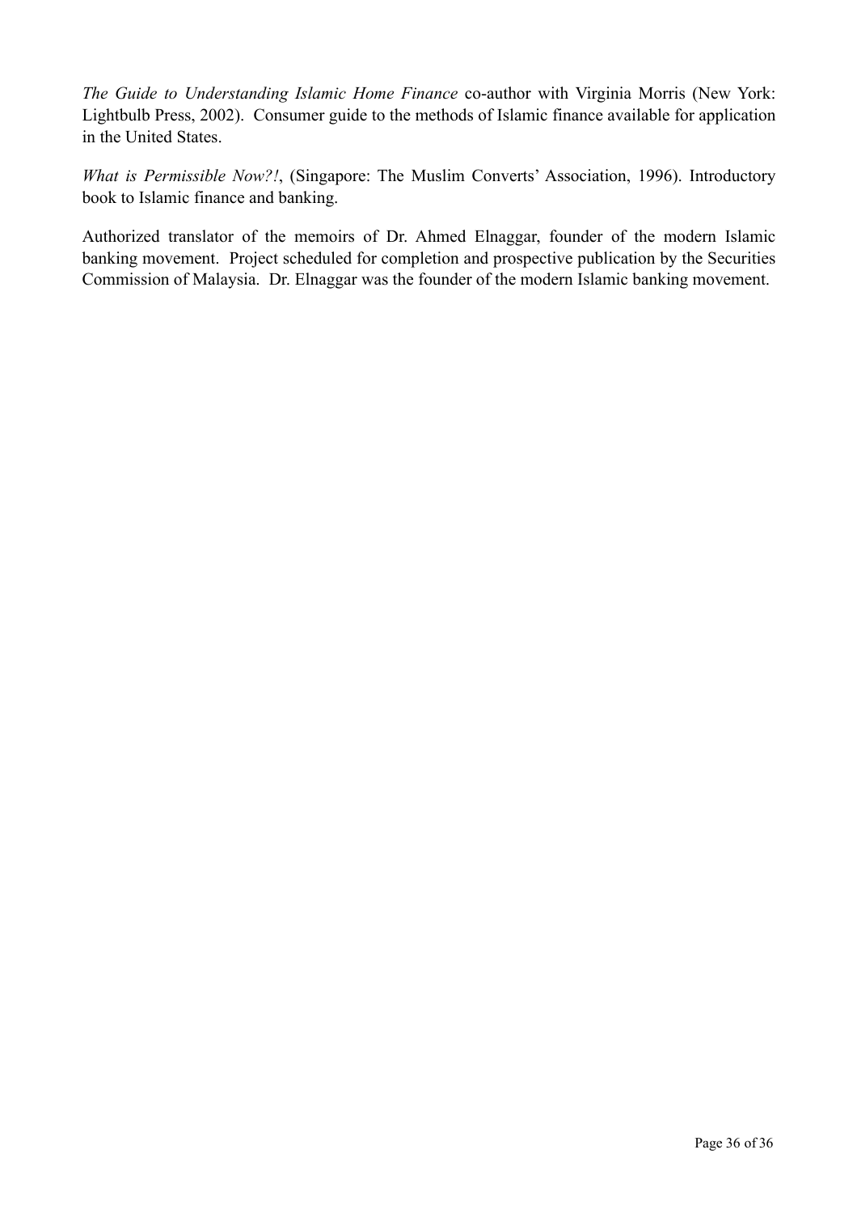*The Guide to Understanding Islamic Home Finance* co-author with Virginia Morris (New York: Lightbulb Press, 2002). Consumer guide to the methods of Islamic finance available for application in the United States.

*What is Permissible Now?!*, (Singapore: The Muslim Converts' Association, 1996). Introductory book to Islamic finance and banking.

Authorized translator of the memoirs of Dr. Ahmed Elnaggar, founder of the modern Islamic banking movement. Project scheduled for completion and prospective publication by the Securities Commission of Malaysia. Dr. Elnaggar was the founder of the modern Islamic banking movement.